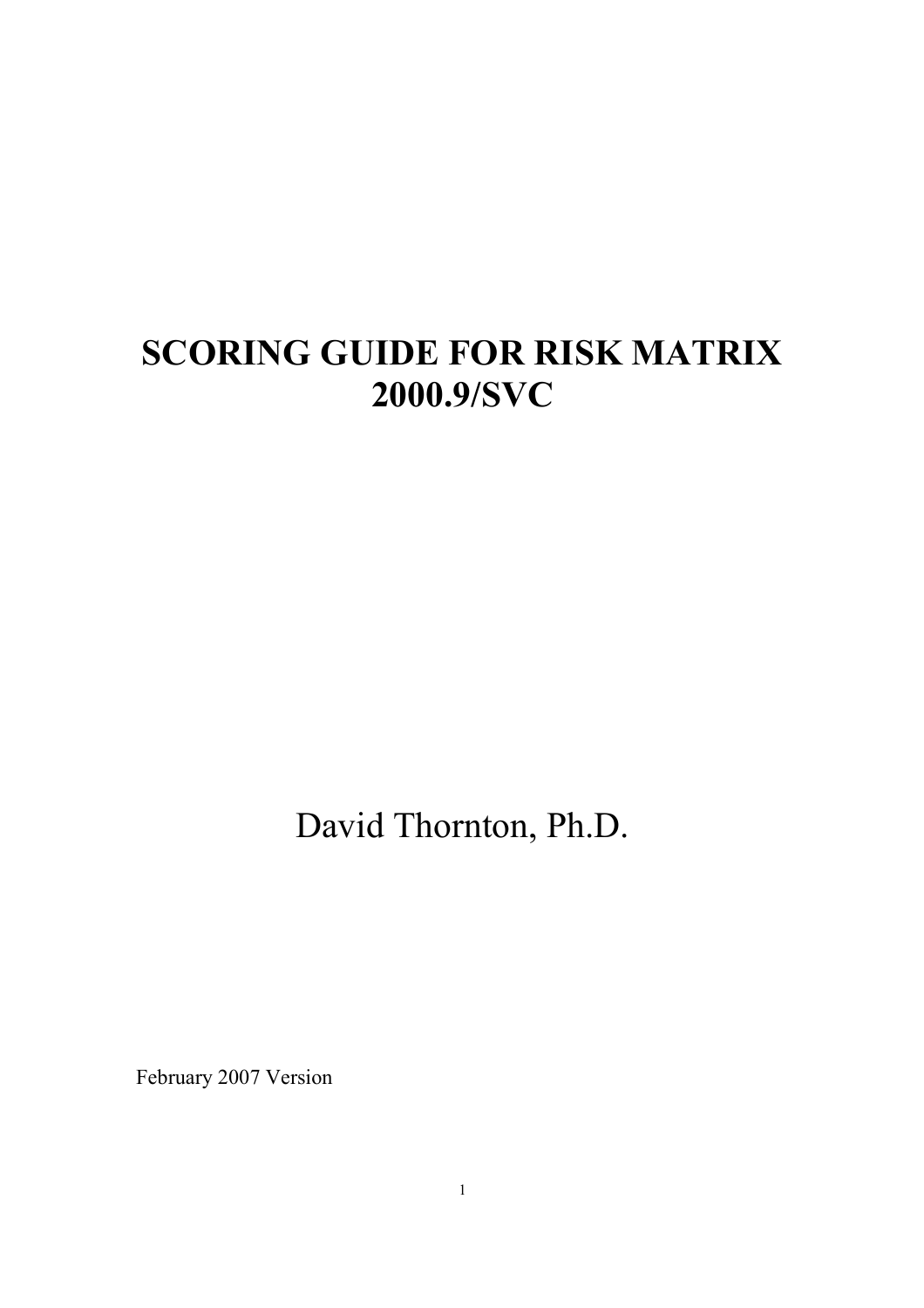# SCORING GUIDE FOR RISK MATRIX 2000.9/SVC

David Thornton, Ph.D.

February 2007 Version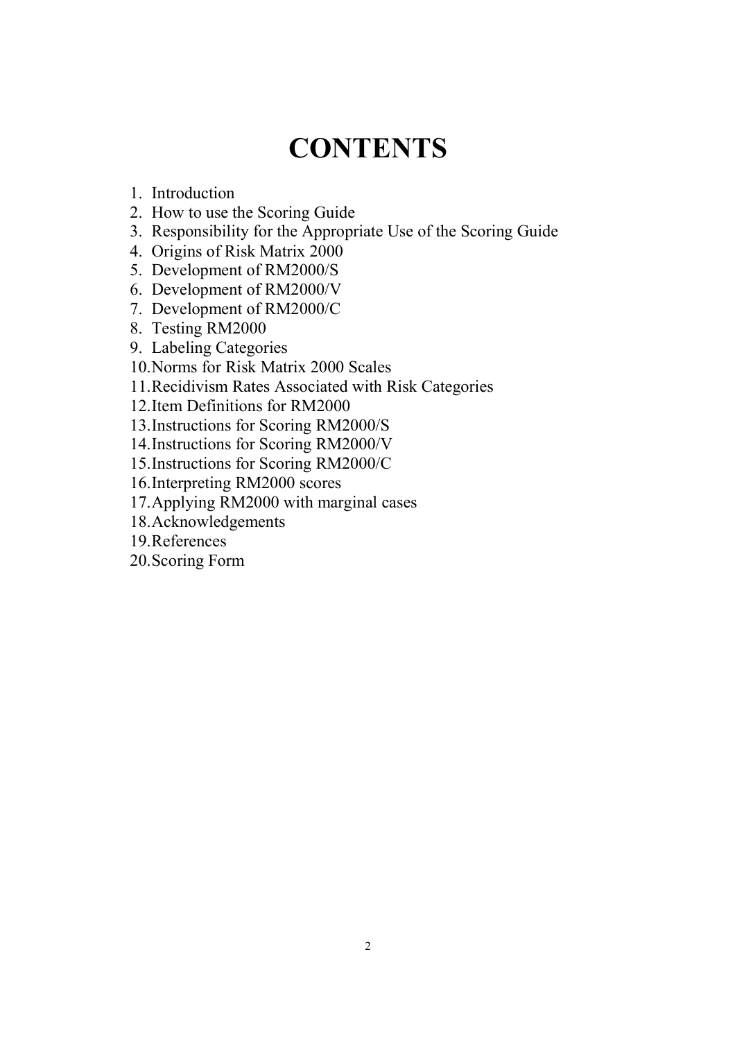# CONTENTS

1. Introduction
2. How to use the Scoring Guide
3. Responsibility for the Appropriate Use of the Scoring Guide
4. Origins of Risk Matrix 2000
5. Development of RM2000/S
6. Development of RM2000/V
7. Development of RM2000/C
8. Testing RM2000
9. Labeling Categories
10. Norms for Risk Matrix 2000 Scales
11. Recidivism Rates Associated with Risk Categories
12. Item Definitions for RM2000
13. Instructions for Scoring RM2000/S
14. Instructions for Scoring RM2000/V
15. Instructions for Scoring RM2000/C
16. Interpreting RM2000 scores
17. Applying RM2000 with marginal cases
18. Acknowledgements
19. References
20. Scoring Form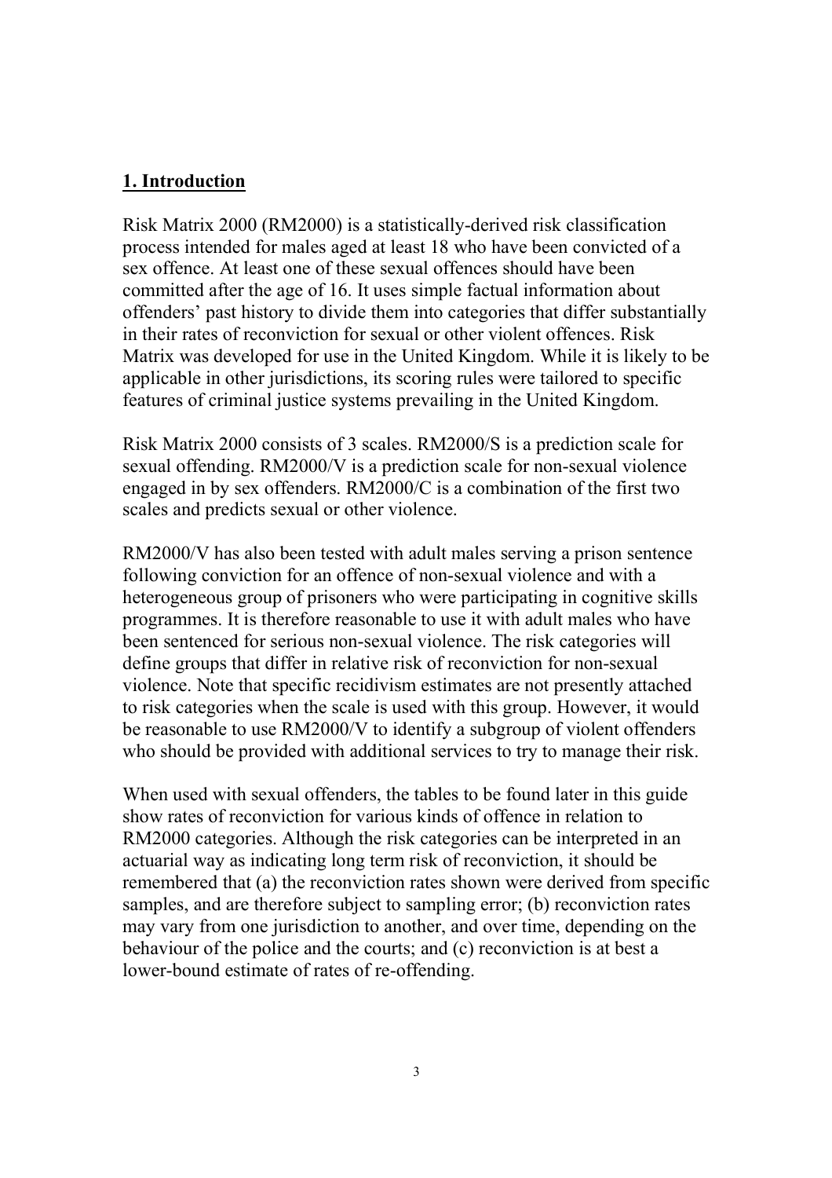## 1. Introduction

Risk Matrix 2000 (RM2000) is a statistically-derived risk classification process intended for males aged at least 18 who have been convicted of a sex offence. At least one of these sexual offences should have been committed after the age of 16. It uses simple factual information about offenders' past history to divide them into categories that differ substantially in their rates of reconviction for sexual or other violent offences. Risk Matrix was developed for use in the United Kingdom. While it is likely to be applicable in other jurisdictions, its scoring rules were tailored to specific features of criminal justice systems prevailing in the United Kingdom.

Risk Matrix 2000 consists of 3 scales. RM2000/S is a prediction scale for sexual offending. RM2000/V is a prediction scale for non-sexual violence engaged in by sex offenders. RM2000/C is a combination of the first two scales and predicts sexual or other violence.

RM2000/V has also been tested with adult males serving a prison sentence following conviction for an offence of non-sexual violence and with a heterogeneous group of prisoners who were participating in cognitive skills programmes. It is therefore reasonable to use it with adult males who have been sentenced for serious non-sexual violence. The risk categories will define groups that differ in relative risk of reconviction for non-sexual violence. Note that specific recidivism estimates are not presently attached to risk categories when the scale is used with this group. However, it would be reasonable to use RM2000/V to identify a subgroup of violent offenders who should be provided with additional services to try to manage their risk.

When used with sexual offenders, the tables to be found later in this guide show rates of reconviction for various kinds of offence in relation to RM2000 categories. Although the risk categories can be interpreted in an actuarial way as indicating long term risk of reconviction, it should be remembered that (a) the reconviction rates shown were derived from specific samples, and are therefore subject to sampling error; (b) reconviction rates may vary from one jurisdiction to another, and over time, depending on the behaviour of the police and the courts; and (c) reconviction is at best a lower-bound estimate of rates of re-offending.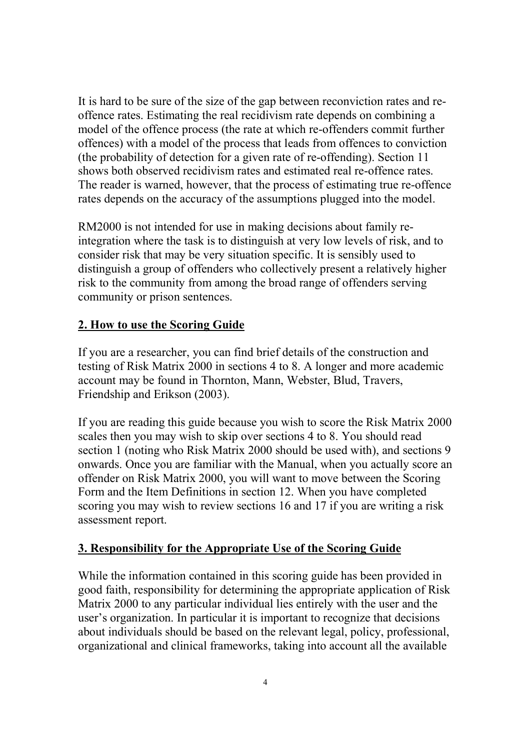It is hard to be sure of the size of the gap between reconviction rates and re-offence rates. Estimating the real recidivism rate depends on combining a model of the offence process (the rate at which re-offenders commit further offences) with a model of the process that leads from offences to conviction (the probability of detection for a given rate of re-offending). Section 11 shows both observed recidivism rates and estimated real re-offence rates. The reader is warned, however, that the process of estimating true re-offence rates depends on the accuracy of the assumptions plugged into the model.

RM2000 is not intended for use in making decisions about family re-integration where the task is to distinguish at very low levels of risk, and to consider risk that may be very situation specific. It is sensibly used to distinguish a group of offenders who collectively present a relatively higher risk to the community from among the broad range of offenders serving community or prison sentences.

## 2. How to use the Scoring Guide

If you are a researcher, you can find brief details of the construction and testing of Risk Matrix 2000 in sections 4 to 8. A longer and more academic account may be found in Thornton, Mann, Webster, Blud, Travers, Friendship and Erikson (2003).

If you are reading this guide because you wish to score the Risk Matrix 2000 scales then you may wish to skip over sections 4 to 8. You should read section 1 (noting who Risk Matrix 2000 should be used with), and sections 9 onwards. Once you are familiar with the Manual, when you actually score an offender on Risk Matrix 2000, you will want to move between the Scoring Form and the Item Definitions in section 12. When you have completed scoring you may wish to review sections 16 and 17 if you are writing a risk assessment report.

## 3. Responsibility for the Appropriate Use of the Scoring Guide

While the information contained in this scoring guide has been provided in good faith, responsibility for determining the appropriate application of Risk Matrix 2000 to any particular individual lies entirely with the user and the user's organization. In particular it is important to recognize that decisions about individuals should be based on the relevant legal, policy, professional, organizational and clinical frameworks, taking into account all the available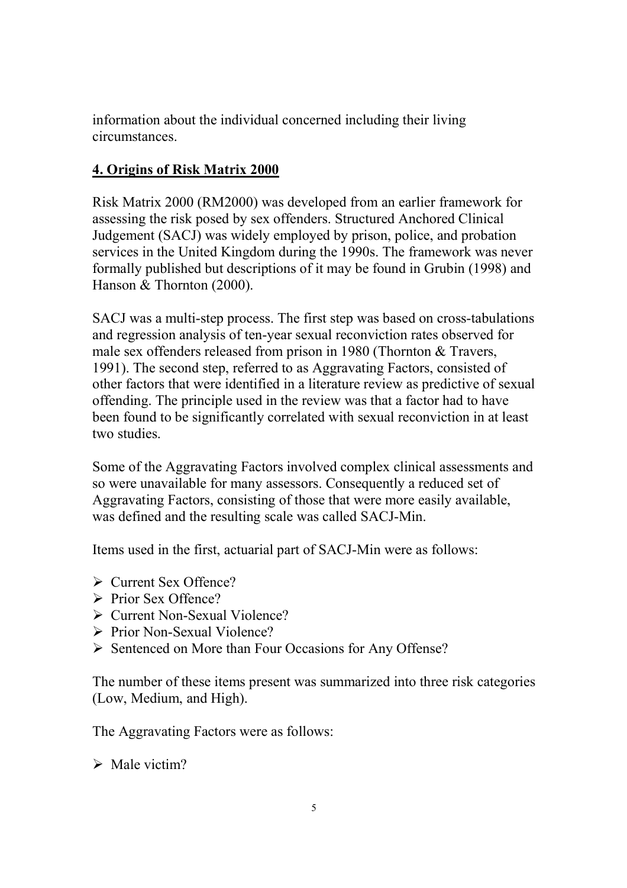information about the individual concerned including their living circumstances.

## 4. Origins of Risk Matrix 2000

Risk Matrix 2000 (RM2000) was developed from an earlier framework for assessing the risk posed by sex offenders. Structured Anchored Clinical Judgement (SACJ) was widely employed by prison, police, and probation services in the United Kingdom during the 1990s. The framework was never formally published but descriptions of it may be found in Grubin (1998) and Hanson & Thornton (2000).

SACJ was a multi-step process. The first step was based on cross-tabulations and regression analysis of ten-year sexual reconviction rates observed for male sex offenders released from prison in 1980 (Thornton & Travers, 1991). The second step, referred to as Aggravating Factors, consisted of other factors that were identified in a literature review as predictive of sexual offending. The principle used in the review was that a factor had to have been found to be significantly correlated with sexual reconviction in at least two studies.

Some of the Aggravating Factors involved complex clinical assessments and so were unavailable for many assessors. Consequently a reduced set of Aggravating Factors, consisting of those that were more easily available, was defined and the resulting scale was called SACJ-Min.

Items used in the first, actuarial part of SACJ-Min were as follows:

- Current Sex Offence?
- Prior Sex Offence?
- Current Non-Sexual Violence?
- Prior Non-Sexual Violence?
- Sentenced on More than Four Occasions for Any Offense?

The number of these items present was summarized into three risk categories (Low, Medium, and High).

The Aggravating Factors were as follows:

- Male victim?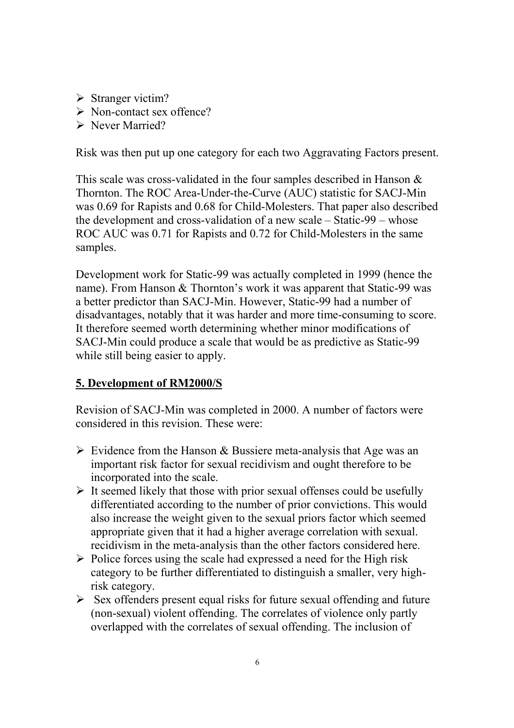- Stranger victim?
- Non-contact sex offence?
- Never Married?

Risk was then put up one category for each two Aggravating Factors present.

This scale was cross-validated in the four samples described in Hanson & Thornton. The ROC Area-Under-the-Curve (AUC) statistic for SACJ-Min was 0.69 for Rapists and 0.68 for Child-Molesters. That paper also described the development and cross-validation of a new scale – Static-99 – whose ROC AUC was 0.71 for Rapists and 0.72 for Child-Molesters in the same samples.

Development work for Static-99 was actually completed in 1999 (hence the name). From Hanson & Thornton's work it was apparent that Static-99 was a better predictor than SACJ-Min. However, Static-99 had a number of disadvantages, notably that it was harder and more time-consuming to score. It therefore seemed worth determining whether minor modifications of SACJ-Min could produce a scale that would be as predictive as Static-99 while still being easier to apply.

## 5. Development of RM2000/S

Revision of SACJ-Min was completed in 2000. A number of factors were considered in this revision. These were:

- Evidence from the Hanson & Bussiere meta-analysis that Age was an important risk factor for sexual recidivism and ought therefore to be incorporated into the scale.
- It seemed likely that those with prior sexual offenses could be usefully differentiated according to the number of prior convictions. This would also increase the weight given to the sexual priors factor which seemed appropriate given that it had a higher average correlation with sexual. recidivism in the meta-analysis than the other factors considered here.
- Police forces using the scale had expressed a need for the High risk category to be further differentiated to distinguish a smaller, very high-risk category.
- Sex offenders present equal risks for future sexual offending and future (non-sexual) violent offending. The correlates of violence only partly overlapped with the correlates of sexual offending. The inclusion of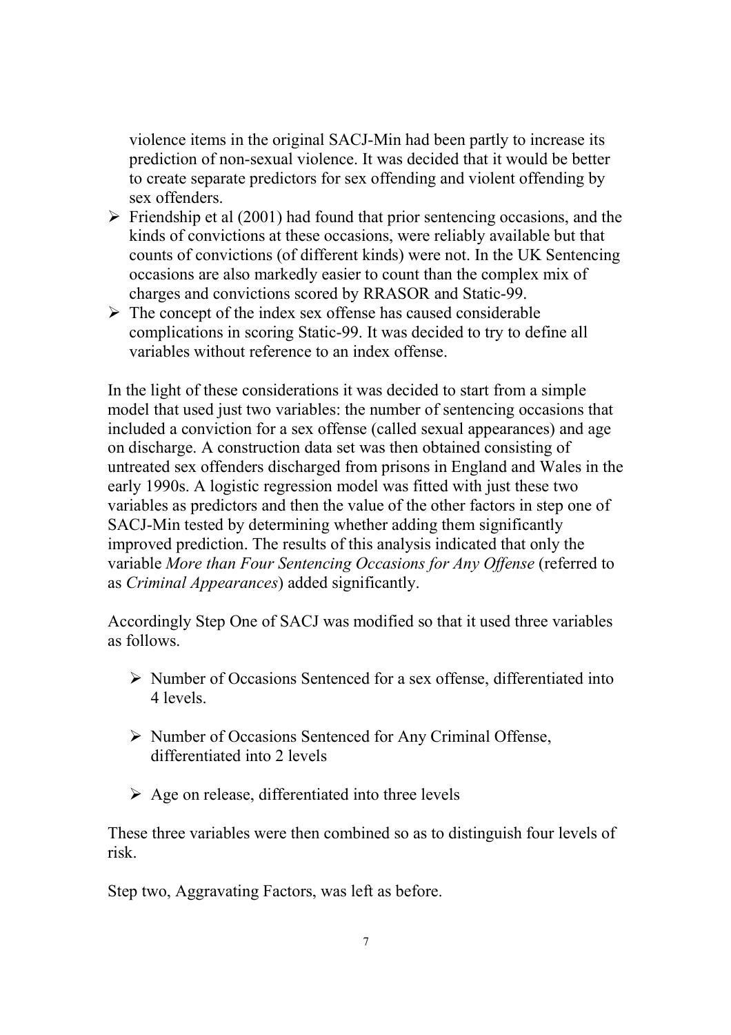violence items in the original SACJ-Min had been partly to increase its prediction of non-sexual violence. It was decided that it would be better to create separate predictors for sex offending and violent offending by sex offenders.

- Friendship et al (2001) had found that prior sentencing occasions, and the kinds of convictions at these occasions, were reliably available but that counts of convictions (of different kinds) were not. In the UK Sentencing occasions are also markedly easier to count than the complex mix of charges and convictions scored by RRASOR and Static-99.
- The concept of the index sex offense has caused considerable complications in scoring Static-99. It was decided to try to define all variables without reference to an index offense.

In the light of these considerations it was decided to start from a simple model that used just two variables: the number of sentencing occasions that included a conviction for a sex offense (called sexual appearances) and age on discharge. A construction data set was then obtained consisting of untreated sex offenders discharged from prisons in England and Wales in the early 1990s. A logistic regression model was fitted with just these two variables as predictors and then the value of the other factors in step one of SACJ-Min tested by determining whether adding them significantly improved prediction. The results of this analysis indicated that only the variable *More than Four Sentencing Occasions for Any Offense* (referred to as *Criminal Appearances*) added significantly.

Accordingly Step One of SACJ was modified so that it used three variables as follows.

- Number of Occasions Sentenced for a sex offense, differentiated into 4 levels.
- Number of Occasions Sentenced for Any Criminal Offense, differentiated into 2 levels
- Age on release, differentiated into three levels

These three variables were then combined so as to distinguish four levels of risk.

Step two, Aggravating Factors, was left as before.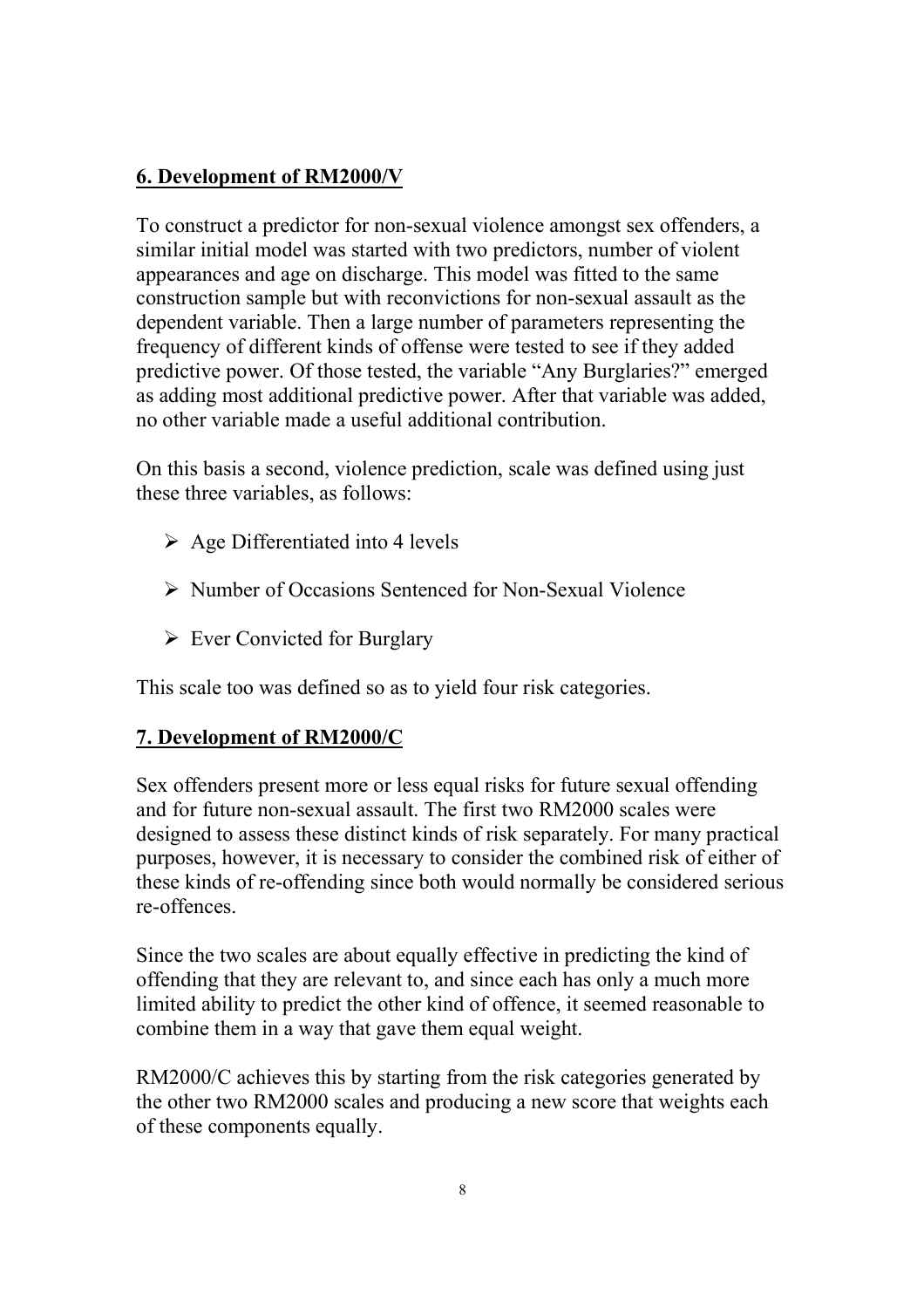## 6. Development of RM2000/V

To construct a predictor for non-sexual violence amongst sex offenders, a similar initial model was started with two predictors, number of violent appearances and age on discharge. This model was fitted to the same construction sample but with reconvictions for non-sexual assault as the dependent variable. Then a large number of parameters representing the frequency of different kinds of offense were tested to see if they added predictive power. Of those tested, the variable "Any Burglaries?" emerged as adding most additional predictive power. After that variable was added, no other variable made a useful additional contribution.

On this basis a second, violence prediction, scale was defined using just these three variables, as follows:

- Age Differentiated into 4 levels
- Number of Occasions Sentenced for Non-Sexual Violence
- Ever Convicted for Burglary

This scale too was defined so as to yield four risk categories.

## 7. Development of RM2000/C

Sex offenders present more or less equal risks for future sexual offending and for future non-sexual assault. The first two RM2000 scales were designed to assess these distinct kinds of risk separately. For many practical purposes, however, it is necessary to consider the combined risk of either of these kinds of re-offending since both would normally be considered serious re-offences.

Since the two scales are about equally effective in predicting the kind of offending that they are relevant to, and since each has only a much more limited ability to predict the other kind of offence, it seemed reasonable to combine them in a way that gave them equal weight.

RM2000/C achieves this by starting from the risk categories generated by the other two RM2000 scales and producing a new score that weights each of these components equally.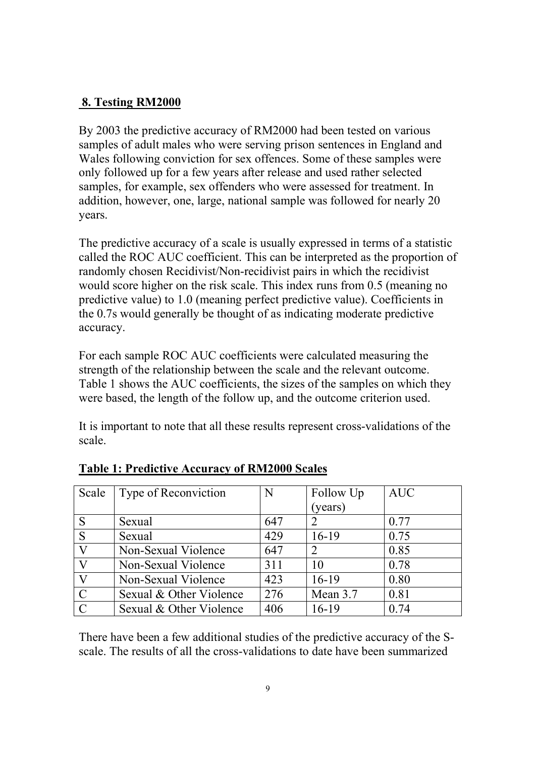## 8. Testing RM2000

By 2003 the predictive accuracy of RM2000 had been tested on various samples of adult males who were serving prison sentences in England and Wales following conviction for sex offences. Some of these samples were only followed up for a few years after release and used rather selected samples, for example, sex offenders who were assessed for treatment. In addition, however, one, large, national sample was followed for nearly 20 years.

The predictive accuracy of a scale is usually expressed in terms of a statistic called the ROC AUC coefficient. This can be interpreted as the proportion of randomly chosen Recidivist/Non-recidivist pairs in which the recidivist would score higher on the risk scale. This index runs from 0.5 (meaning no predictive value) to 1.0 (meaning perfect predictive value). Coefficients in the 0.7s would generally be thought of as indicating moderate predictive accuracy.

For each sample ROC AUC coefficients were calculated measuring the strength of the relationship between the scale and the relevant outcome. Table 1 shows the AUC coefficients, the sizes of the samples on which they were based, the length of the follow up, and the outcome criterion used.

It is important to note that all these results represent cross-validations of the scale.

**Table 1: Predictive Accuracy of RM2000 Scales**

| Scale | Type of Reconviction | N | Follow Up (years) | AUC |
|---|---|---|---|---|
| S | Sexual | 647 | 2 | 0.77 |
| S | Sexual | 429 | 16-19 | 0.75 |
| V | Non-Sexual Violence | 647 | 2 | 0.85 |
| V | Non-Sexual Violence | 311 | 10 | 0.78 |
| V | Non-Sexual Violence | 423 | 16-19 | 0.80 |
| C | Sexual & Other Violence | 276 | Mean 3.7 | 0.81 |
| C | Sexual & Other Violence | 406 | 16-19 | 0.74 |

There have been a few additional studies of the predictive accuracy of the S-scale. The results of all the cross-validations to date have been summarized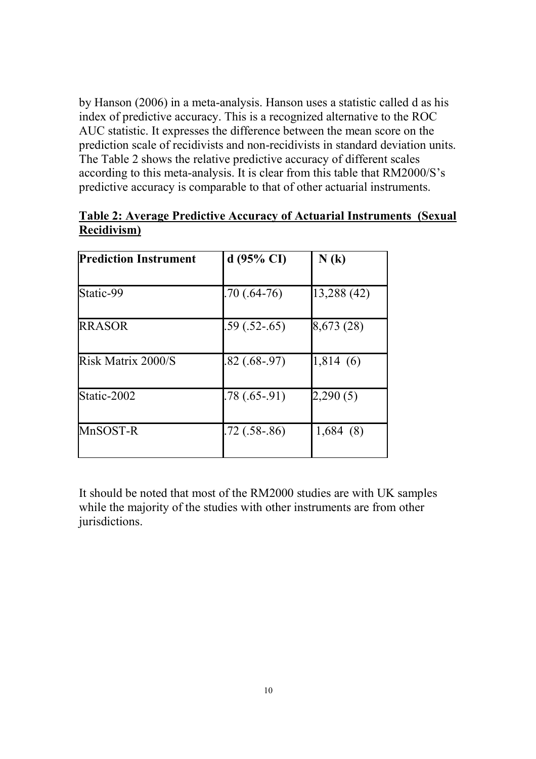by Hanson (2006) in a meta-analysis. Hanson uses a statistic called d as his index of predictive accuracy. This is a recognized alternative to the ROC AUC statistic. It expresses the difference between the mean score on the prediction scale of recidivists and non-recidivists in standard deviation units. The Table 2 shows the relative predictive accuracy of different scales according to this meta-analysis. It is clear from this table that RM2000/S's predictive accuracy is comparable to that of other actuarial instruments.

**Table 2: Average Predictive Accuracy of Actuarial Instruments (Sexual Recidivism)**

| Prediction Instrument | d (95% CI) | N (k) |
|---|---|---|
| Static-99 | .70 (.64-76) | 13,288 (42) |
| RRASOR | .59 (.52-.65) | 8,673 (28) |
| Risk Matrix 2000/S | .82 (.68-.97) | 1,814 (6) |
| Static-2002 | .78 (.65-.91) | 2,290 (5) |
| MnSOST-R | .72 (.58-.86) | 1,684 (8) |

It should be noted that most of the RM2000 studies are with UK samples while the majority of the studies with other instruments are from other jurisdictions.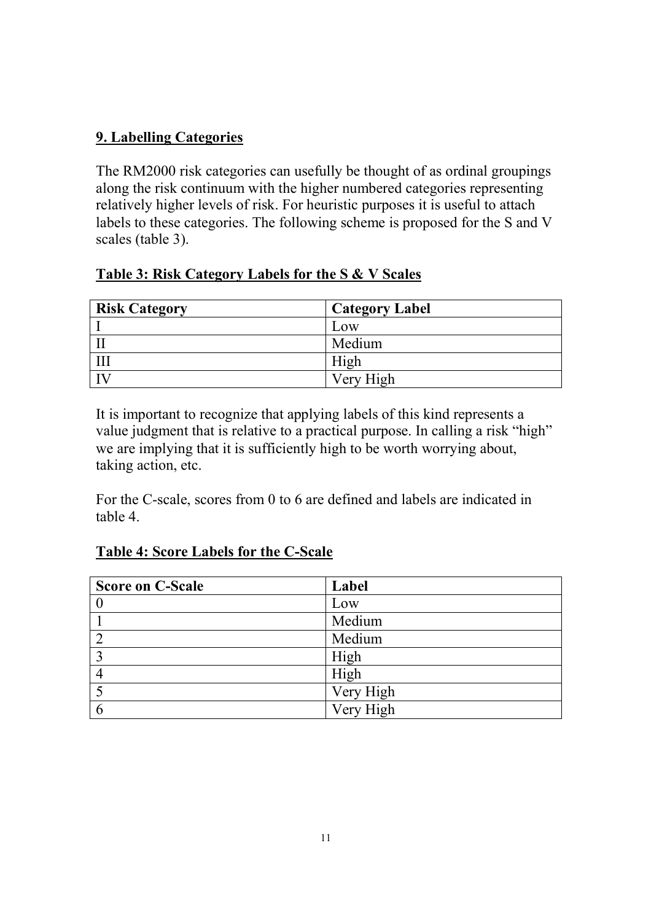## **9. Labelling Categories**

The RM2000 risk categories can usefully be thought of as ordinal groupings along the risk continuum with the higher numbered categories representing relatively higher levels of risk. For heuristic purposes it is useful to attach labels to these categories. The following scheme is proposed for the S and V scales (table 3).

**Table 3: Risk Category Labels for the S & V Scales**

| **Risk Category** | **Category Label** |
| --- | --- |
| I | Low |
| II | Medium |
| III | High |
| IV | Very High |

It is important to recognize that applying labels of this kind represents a value judgment that is relative to a practical purpose. In calling a risk "high" we are implying that it is sufficiently high to be worth worrying about, taking action, etc.

For the C-scale, scores from 0 to 6 are defined and labels are indicated in table 4.

**Table 4: Score Labels for the C-Scale**

| **Score on C-Scale** | **Label** |
| --- | --- |
| 0 | Low |
| 1 | Medium |
| 2 | Medium |
| 3 | High |
| 4 | High |
| 5 | Very High |
| 6 | Very High |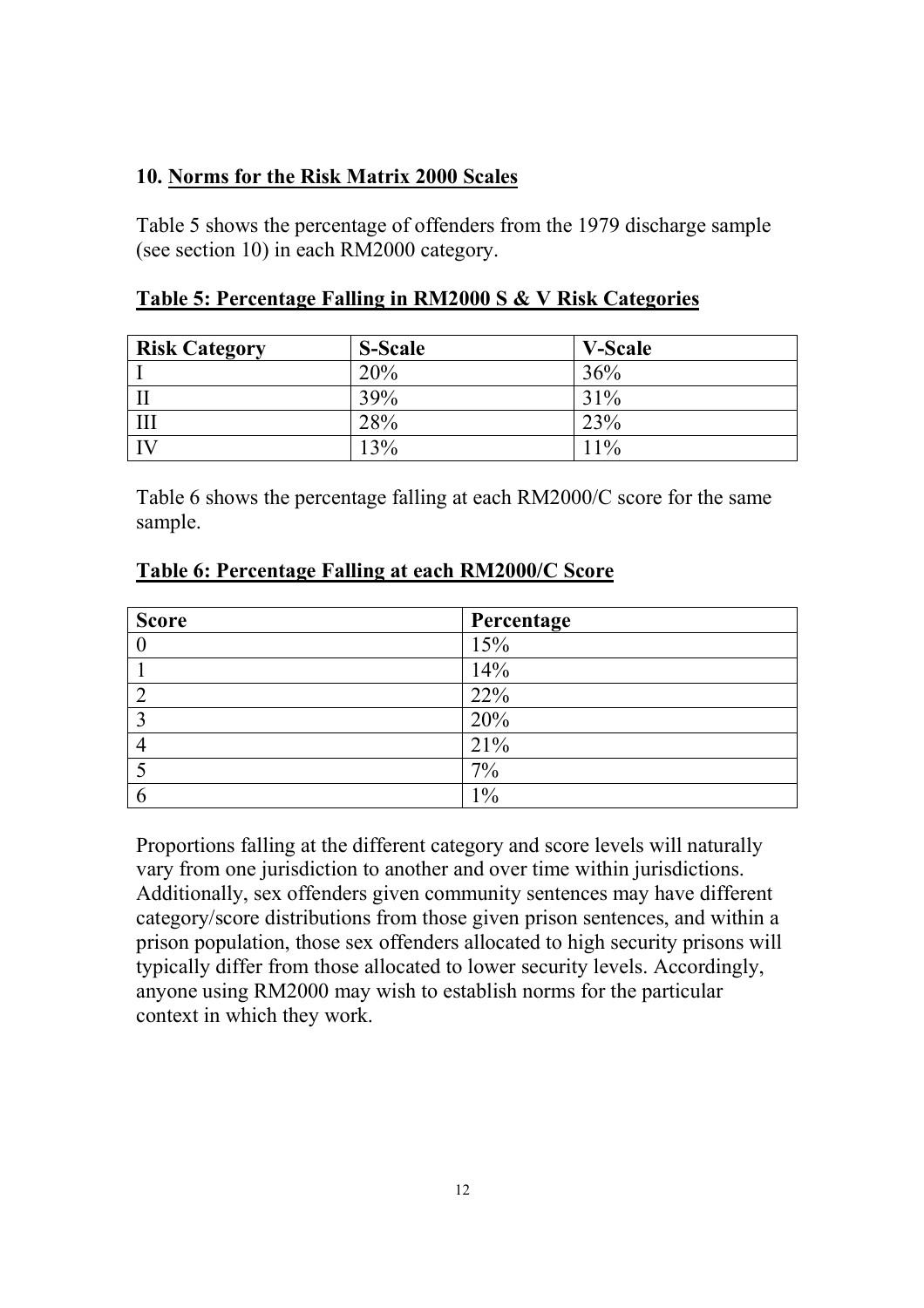## 10. Norms for the Risk Matrix 2000 Scales

Table 5 shows the percentage of offenders from the 1979 discharge sample (see section 10) in each RM2000 category.

**Table 5: Percentage Falling in RM2000 S & V Risk Categories**

| Risk Category | S-Scale | V-Scale |
| --- | --- | --- |
| I | 20% | 36% |
| II | 39% | 31% |
| III | 28% | 23% |
| IV | 13% | 11% |

Table 6 shows the percentage falling at each RM2000/C score for the same sample.

**Table 6: Percentage Falling at each RM2000/C Score**

| Score | Percentage |
| --- | --- |
| 0 | 15% |
| 1 | 14% |
| 2 | 22% |
| 3 | 20% |
| 4 | 21% |
| 5 | 7% |
| 6 | 1% |

Proportions falling at the different category and score levels will naturally vary from one jurisdiction to another and over time within jurisdictions. Additionally, sex offenders given community sentences may have different category/score distributions from those given prison sentences, and within a prison population, those sex offenders allocated to high security prisons will typically differ from those allocated to lower security levels. Accordingly, anyone using RM2000 may wish to establish norms for the particular context in which they work.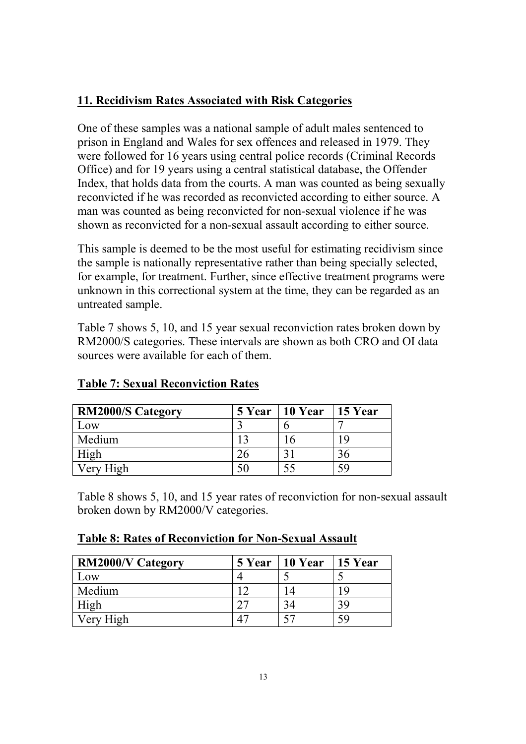## 11. Recidivism Rates Associated with Risk Categories

One of these samples was a national sample of adult males sentenced to prison in England and Wales for sex offences and released in 1979. They were followed for 16 years using central police records (Criminal Records Office) and for 19 years using a central statistical database, the Offender Index, that holds data from the courts. A man was counted as being sexually reconvicted if he was recorded as reconvicted according to either source. A man was counted as being reconvicted for non-sexual violence if he was shown as reconvicted for a non-sexual assault according to either source.

This sample is deemed to be the most useful for estimating recidivism since the sample is nationally representative rather than being specially selected, for example, for treatment. Further, since effective treatment programs were unknown in this correctional system at the time, they can be regarded as an untreated sample.

Table 7 shows 5, 10, and 15 year sexual reconviction rates broken down by RM2000/S categories. These intervals are shown as both CRO and OI data sources were available for each of them.

**Table 7: Sexual Reconviction Rates**

| RM2000/S Category | 5 Year | 10 Year | 15 Year |
|---|---|---|---|
| Low | 3 | 6 | 7 |
| Medium | 13 | 16 | 19 |
| High | 26 | 31 | 36 |
| Very High | 50 | 55 | 59 |

Table 8 shows 5, 10, and 15 year rates of reconviction for non-sexual assault broken down by RM2000/V categories.

**Table 8: Rates of Reconviction for Non-Sexual Assault**

| RM2000/V Category | 5 Year | 10 Year | 15 Year |
|---|---|---|---|
| Low | 4 | 5 | 5 |
| Medium | 12 | 14 | 19 |
| High | 27 | 34 | 39 |
| Very High | 47 | 57 | 59 |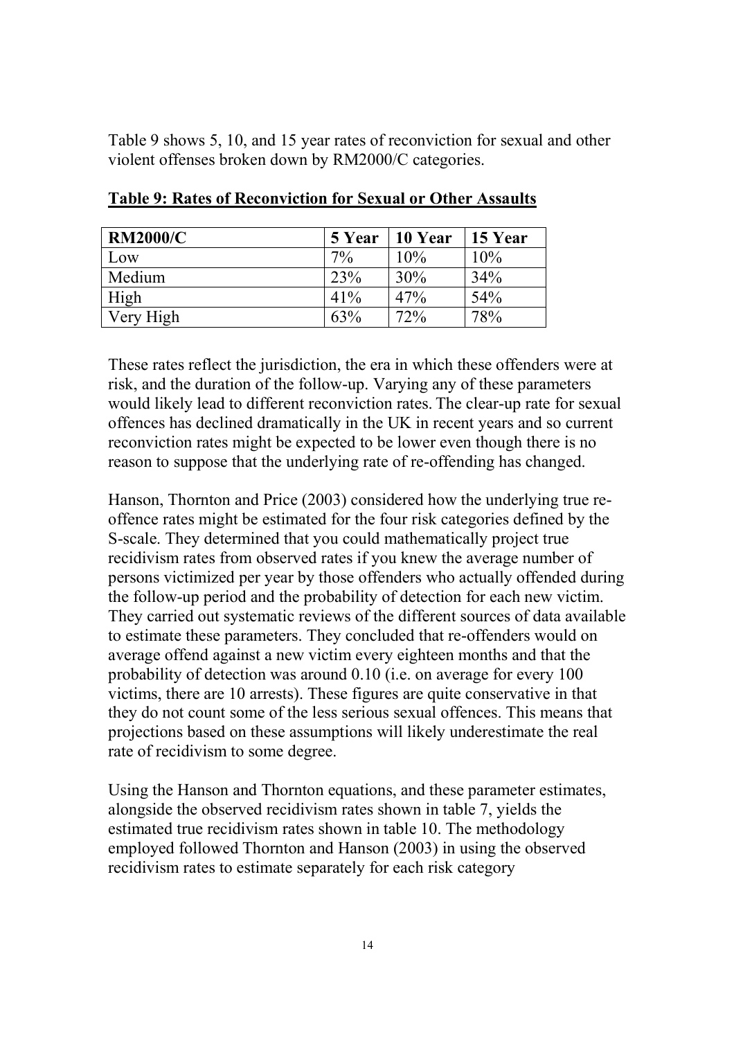Table 9 shows 5, 10, and 15 year rates of reconviction for sexual and other violent offenses broken down by RM2000/C categories.

**Table 9: Rates of Reconviction for Sexual or Other Assaults**

| RM2000/C | 5 Year | 10 Year | 15 Year |
|---|---|---|---|
| Low | 7% | 10% | 10% |
| Medium | 23% | 30% | 34% |
| High | 41% | 47% | 54% |
| Very High | 63% | 72% | 78% |

These rates reflect the jurisdiction, the era in which these offenders were at risk, and the duration of the follow-up. Varying any of these parameters would likely lead to different reconviction rates. The clear-up rate for sexual offences has declined dramatically in the UK in recent years and so current reconviction rates might be expected to be lower even though there is no reason to suppose that the underlying rate of re-offending has changed.

Hanson, Thornton and Price (2003) considered how the underlying true re-offence rates might be estimated for the four risk categories defined by the S-scale. They determined that you could mathematically project true recidivism rates from observed rates if you knew the average number of persons victimized per year by those offenders who actually offended during the follow-up period and the probability of detection for each new victim. They carried out systematic reviews of the different sources of data available to estimate these parameters. They concluded that re-offenders would on average offend against a new victim every eighteen months and that the probability of detection was around 0.10 (i.e. on average for every 100 victims, there are 10 arrests). These figures are quite conservative in that they do not count some of the less serious sexual offences. This means that projections based on these assumptions will likely underestimate the real rate of recidivism to some degree.

Using the Hanson and Thornton equations, and these parameter estimates, alongside the observed recidivism rates shown in table 7, yields the estimated true recidivism rates shown in table 10. The methodology employed followed Thornton and Hanson (2003) in using the observed recidivism rates to estimate separately for each risk category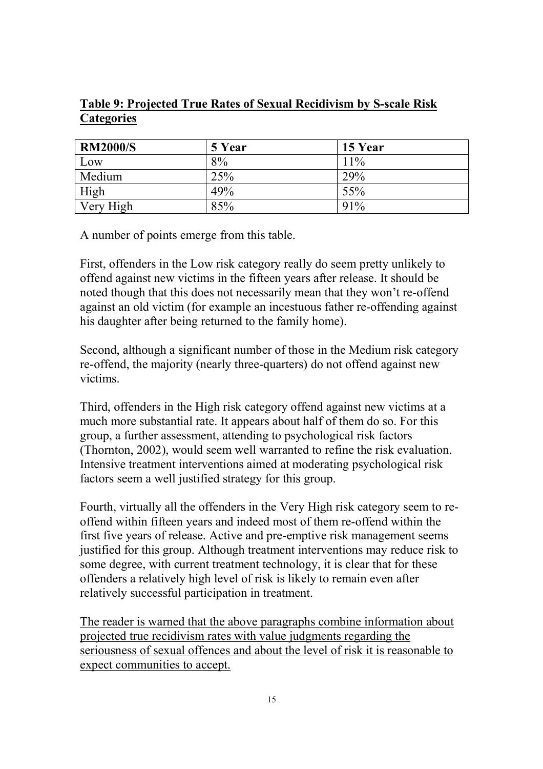**Table 9: Projected True Rates of Sexual Recidivism by S-scale Risk Categories**

| RM2000/S | 5 Year | 15 Year |
|---|---|---|
| Low | 8% | 11% |
| Medium | 25% | 29% |
| High | 49% | 55% |
| Very High | 85% | 91% |

A number of points emerge from this table.

First, offenders in the Low risk category really do seem pretty unlikely to offend against new victims in the fifteen years after release. It should be noted though that this does not necessarily mean that they won't re-offend against an old victim (for example an incestuous father re-offending against his daughter after being returned to the family home).

Second, although a significant number of those in the Medium risk category re-offend, the majority (nearly three-quarters) do not offend against new victims.

Third, offenders in the High risk category offend against new victims at a much more substantial rate. It appears about half of them do so. For this group, a further assessment, attending to psychological risk factors (Thornton, 2002), would seem well warranted to refine the risk evaluation. Intensive treatment interventions aimed at moderating psychological risk factors seem a well justified strategy for this group.

Fourth, virtually all the offenders in the Very High risk category seem to re-offend within fifteen years and indeed most of them re-offend within the first five years of release. Active and pre-emptive risk management seems justified for this group. Although treatment interventions may reduce risk to some degree, with current treatment technology, it is clear that for these offenders a relatively high level of risk is likely to remain even after relatively successful participation in treatment.

<u>The reader is warned that the above paragraphs combine information about projected true recidivism rates with value judgments regarding the seriousness of sexual offences and about the level of risk it is reasonable to expect communities to accept.</u>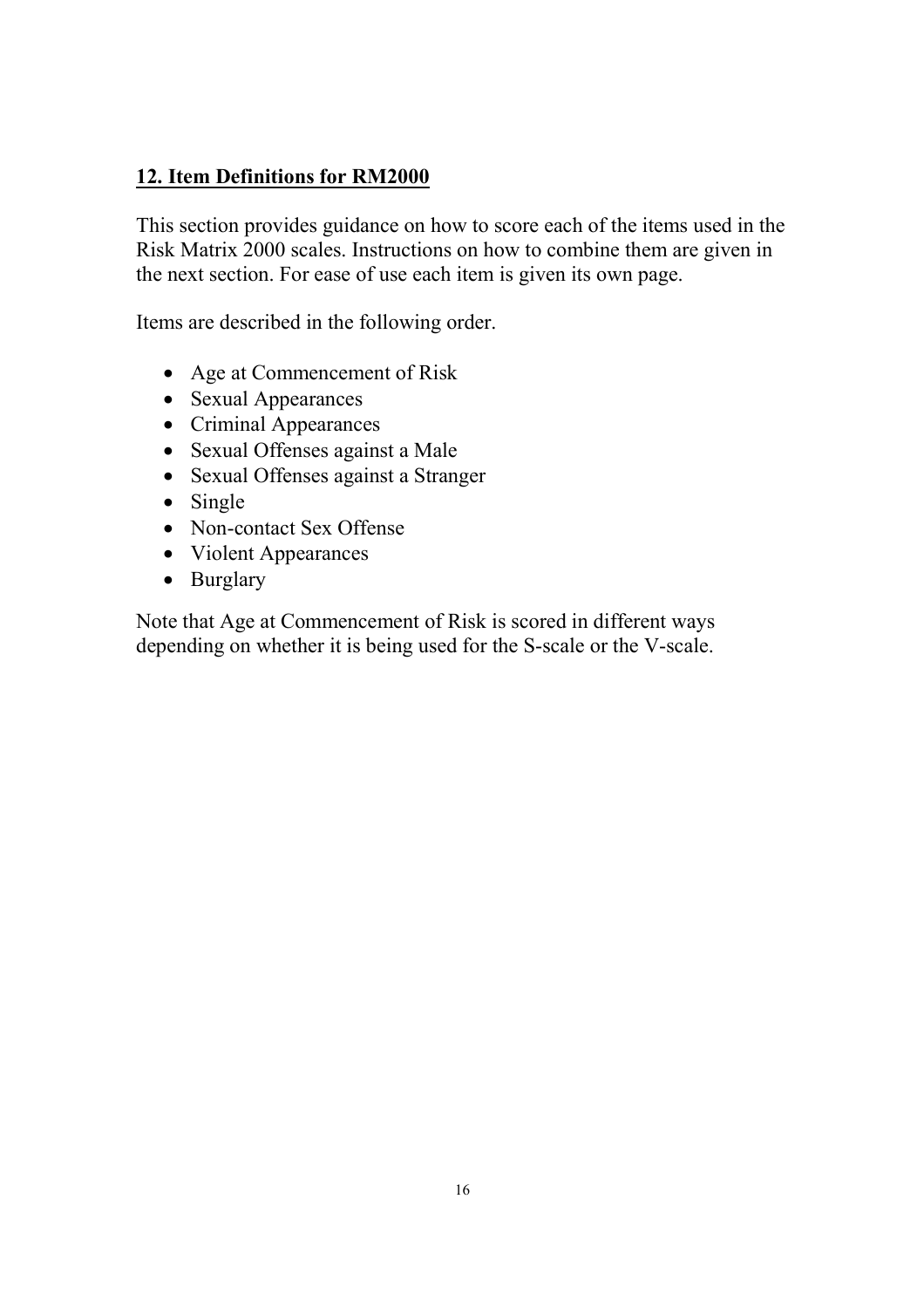## **12. Item Definitions for RM2000**

This section provides guidance on how to score each of the items used in the Risk Matrix 2000 scales. Instructions on how to combine them are given in the next section. For ease of use each item is given its own page.

Items are described in the following order.

- Age at Commencement of Risk
- Sexual Appearances
- Criminal Appearances
- Sexual Offenses against a Male
- Sexual Offenses against a Stranger
- Single
- Non-contact Sex Offense
- Violent Appearances
- Burglary

Note that Age at Commencement of Risk is scored in different ways depending on whether it is being used for the S-scale or the V-scale.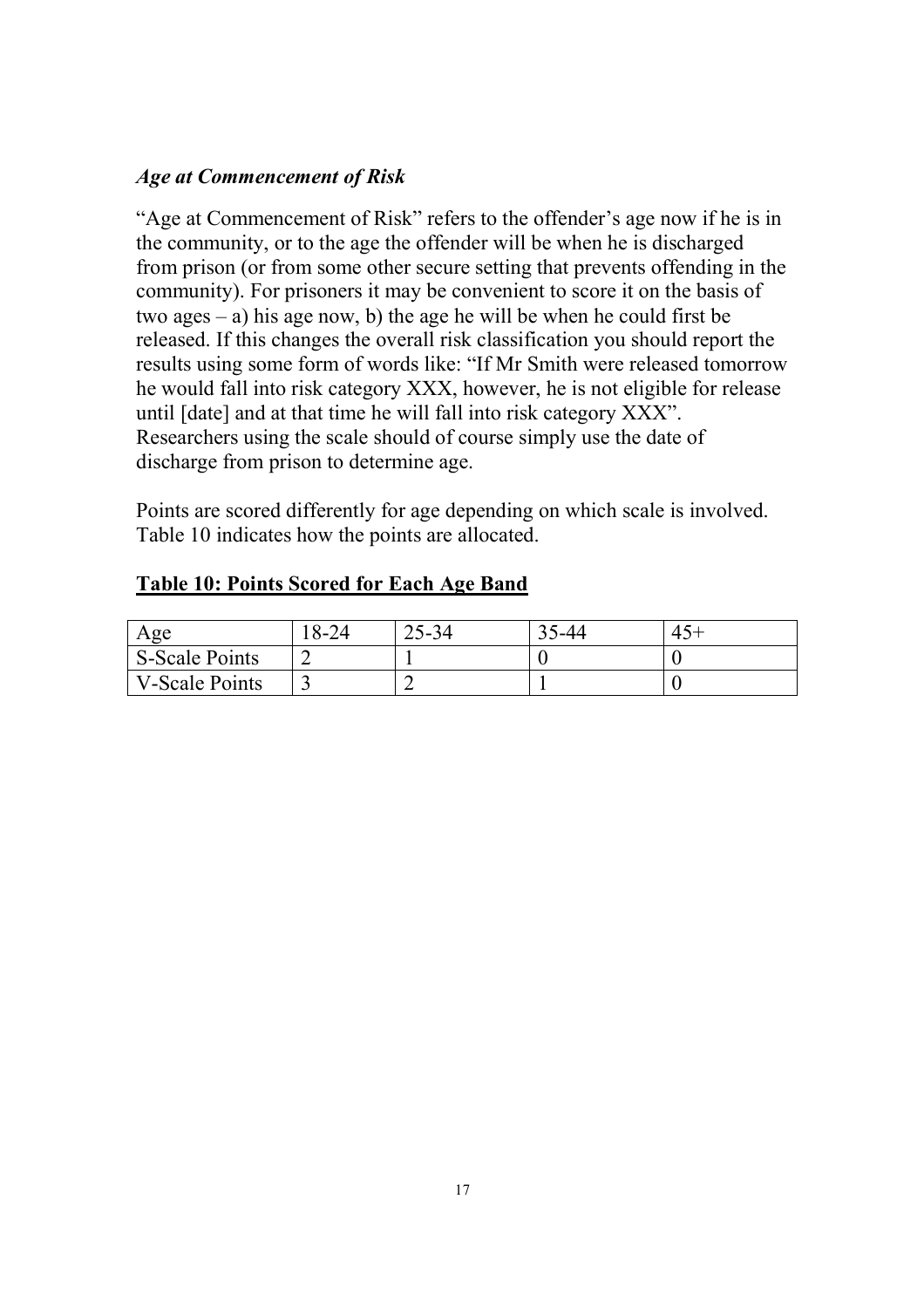### *Age at Commencement of Risk*

"Age at Commencement of Risk" refers to the offender's age now if he is in the community, or to the age the offender will be when he is discharged from prison (or from some other secure setting that prevents offending in the community). For prisoners it may be convenient to score it on the basis of two ages – a) his age now, b) the age he will be when he could first be released. If this changes the overall risk classification you should report the results using some form of words like: "If Mr Smith were released tomorrow he would fall into risk category XXX, however, he is not eligible for release until [date] and at that time he will fall into risk category XXX". Researchers using the scale should of course simply use the date of discharge from prison to determine age.

Points are scored differently for age depending on which scale is involved. Table 10 indicates how the points are allocated.

**Table 10: Points Scored for Each Age Band**

| Age | 18-24 | 25-34 | 35-44 | 45+ |
|---|---|---|---|---|
| S-Scale Points | 2 | 1 | 0 | 0 |
| V-Scale Points | 3 | 2 | 1 | 0 |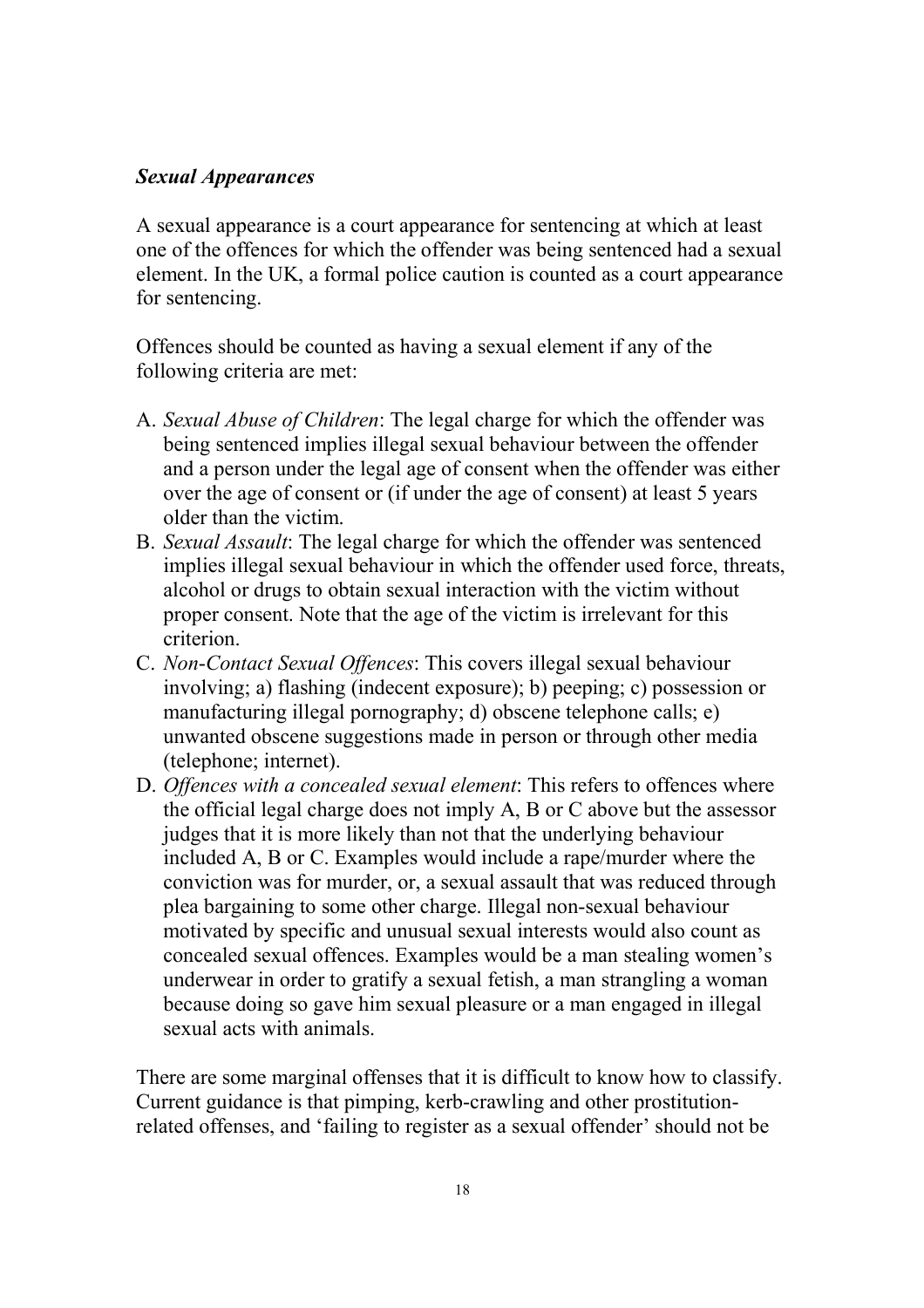### *Sexual Appearances*

A sexual appearance is a court appearance for sentencing at which at least one of the offences for which the offender was being sentenced had a sexual element. In the UK, a formal police caution is counted as a court appearance for sentencing.

Offences should be counted as having a sexual element if any of the following criteria are met:

A. *Sexual Abuse of Children*: The legal charge for which the offender was being sentenced implies illegal sexual behaviour between the offender and a person under the legal age of consent when the offender was either over the age of consent or (if under the age of consent) at least 5 years older than the victim.
B. *Sexual Assault*: The legal charge for which the offender was sentenced implies illegal sexual behaviour in which the offender used force, threats, alcohol or drugs to obtain sexual interaction with the victim without proper consent. Note that the age of the victim is irrelevant for this criterion.
C. *Non-Contact Sexual Offences*: This covers illegal sexual behaviour involving; a) flashing (indecent exposure); b) peeping; c) possession or manufacturing illegal pornography; d) obscene telephone calls; e) unwanted obscene suggestions made in person or through other media (telephone; internet).
D. *Offences with a concealed sexual element*: This refers to offences where the official legal charge does not imply A, B or C above but the assessor judges that it is more likely than not that the underlying behaviour included A, B or C. Examples would include a rape/murder where the conviction was for murder, or, a sexual assault that was reduced through plea bargaining to some other charge. Illegal non-sexual behaviour motivated by specific and unusual sexual interests would also count as concealed sexual offences. Examples would be a man stealing women's underwear in order to gratify a sexual fetish, a man strangling a woman because doing so gave him sexual pleasure or a man engaged in illegal sexual acts with animals.

There are some marginal offenses that it is difficult to know how to classify. Current guidance is that pimping, kerb-crawling and other prostitution-related offenses, and 'failing to register as a sexual offender' should not be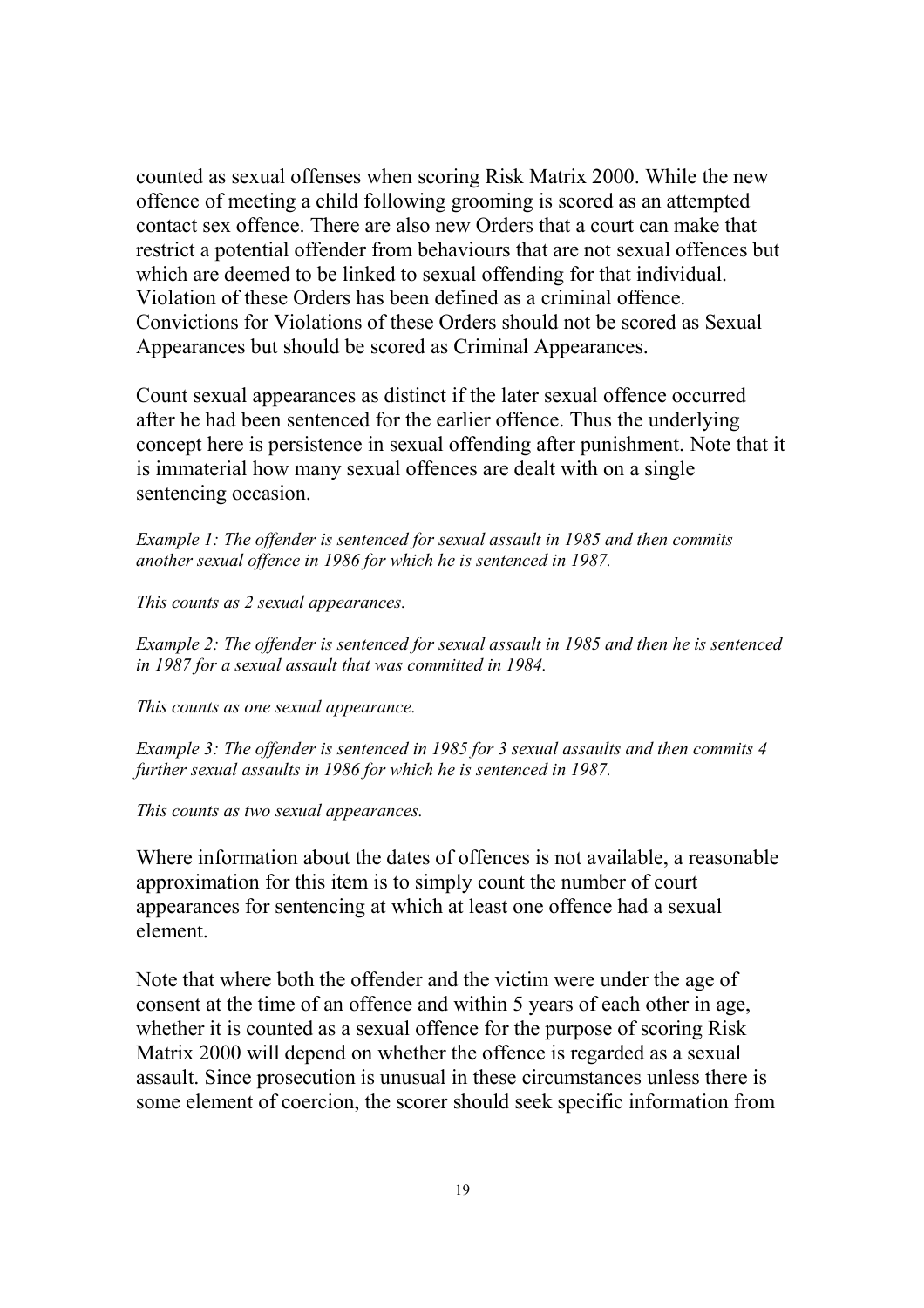counted as sexual offenses when scoring Risk Matrix 2000. While the new offence of meeting a child following grooming is scored as an attempted contact sex offence. There are also new Orders that a court can make that restrict a potential offender from behaviours that are not sexual offences but which are deemed to be linked to sexual offending for that individual. Violation of these Orders has been defined as a criminal offence. Convictions for Violations of these Orders should not be scored as Sexual Appearances but should be scored as Criminal Appearances.

Count sexual appearances as distinct if the later sexual offence occurred after he had been sentenced for the earlier offence. Thus the underlying concept here is persistence in sexual offending after punishment. Note that it is immaterial how many sexual offences are dealt with on a single sentencing occasion.

*Example 1: The offender is sentenced for sexual assault in 1985 and then commits another sexual offence in 1986 for which he is sentenced in 1987.*

*This counts as 2 sexual appearances.*

*Example 2: The offender is sentenced for sexual assault in 1985 and then he is sentenced in 1987 for a sexual assault that was committed in 1984.*

*This counts as one sexual appearance.*

*Example 3: The offender is sentenced in 1985 for 3 sexual assaults and then commits 4 further sexual assaults in 1986 for which he is sentenced in 1987.*

*This counts as two sexual appearances.*

Where information about the dates of offences is not available, a reasonable approximation for this item is to simply count the number of court appearances for sentencing at which at least one offence had a sexual element.

Note that where both the offender and the victim were under the age of consent at the time of an offence and within 5 years of each other in age, whether it is counted as a sexual offence for the purpose of scoring Risk Matrix 2000 will depend on whether the offence is regarded as a sexual assault. Since prosecution is unusual in these circumstances unless there is some element of coercion, the scorer should seek specific information from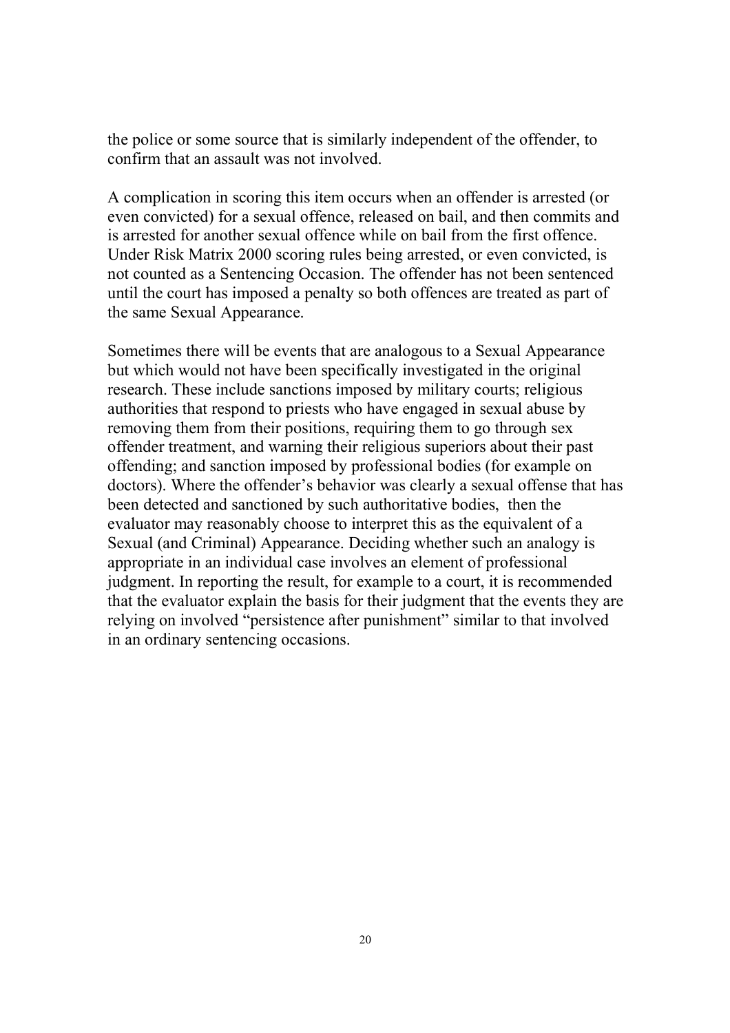the police or some source that is similarly independent of the offender, to confirm that an assault was not involved.

A complication in scoring this item occurs when an offender is arrested (or even convicted) for a sexual offence, released on bail, and then commits and is arrested for another sexual offence while on bail from the first offence. Under Risk Matrix 2000 scoring rules being arrested, or even convicted, is not counted as a Sentencing Occasion. The offender has not been sentenced until the court has imposed a penalty so both offences are treated as part of the same Sexual Appearance.

Sometimes there will be events that are analogous to a Sexual Appearance but which would not have been specifically investigated in the original research. These include sanctions imposed by military courts; religious authorities that respond to priests who have engaged in sexual abuse by removing them from their positions, requiring them to go through sex offender treatment, and warning their religious superiors about their past offending; and sanction imposed by professional bodies (for example on doctors). Where the offender's behavior was clearly a sexual offense that has been detected and sanctioned by such authoritative bodies, then the evaluator may reasonably choose to interpret this as the equivalent of a Sexual (and Criminal) Appearance. Deciding whether such an analogy is appropriate in an individual case involves an element of professional judgment. In reporting the result, for example to a court, it is recommended that the evaluator explain the basis for their judgment that the events they are relying on involved "persistence after punishment" similar to that involved in an ordinary sentencing occasions.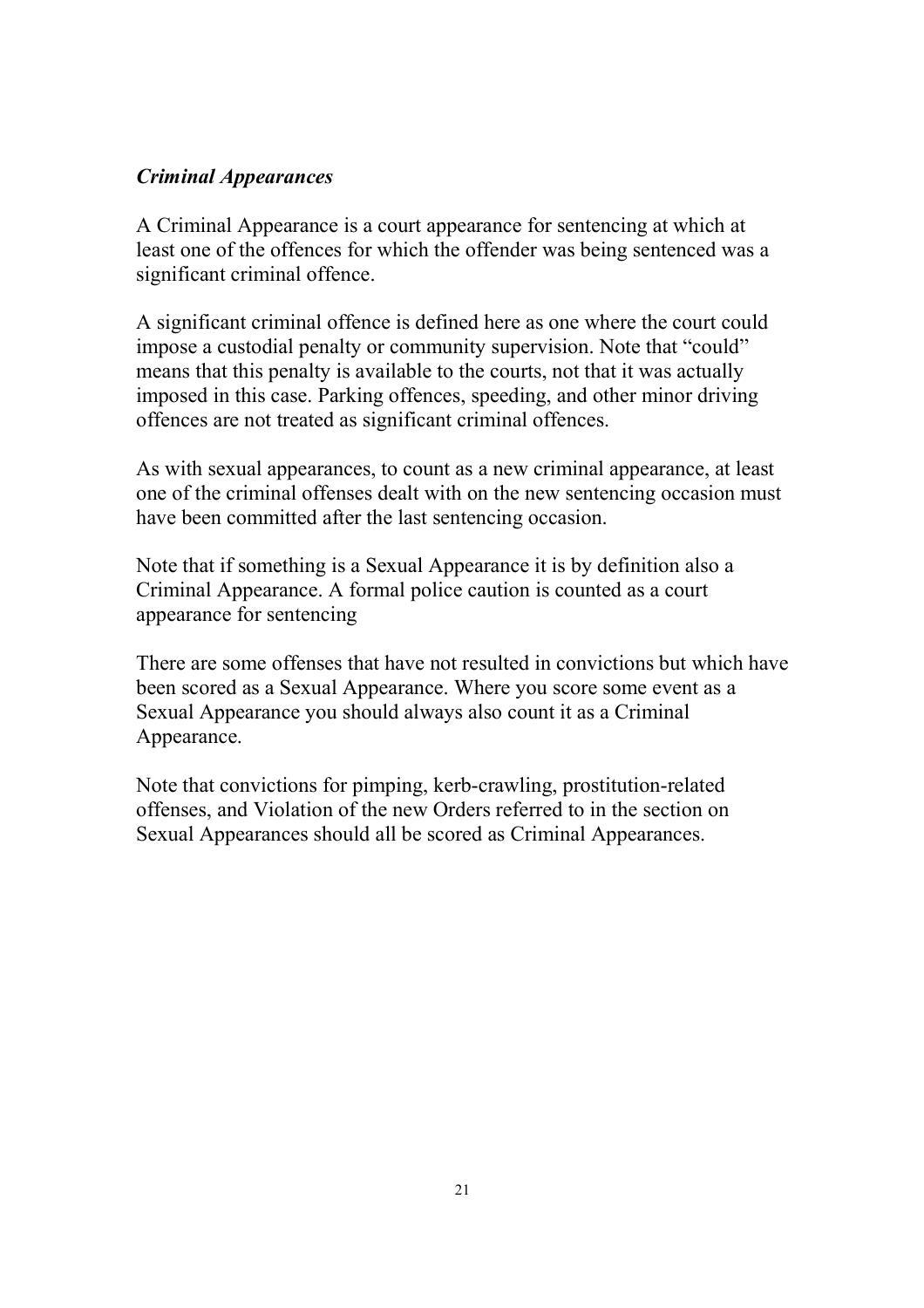### *Criminal Appearances*

A Criminal Appearance is a court appearance for sentencing at which at least one of the offences for which the offender was being sentenced was a significant criminal offence.

A significant criminal offence is defined here as one where the court could impose a custodial penalty or community supervision. Note that "could" means that this penalty is available to the courts, not that it was actually imposed in this case. Parking offences, speeding, and other minor driving offences are not treated as significant criminal offences.

As with sexual appearances, to count as a new criminal appearance, at least one of the criminal offenses dealt with on the new sentencing occasion must have been committed after the last sentencing occasion.

Note that if something is a Sexual Appearance it is by definition also a Criminal Appearance. A formal police caution is counted as a court appearance for sentencing

There are some offenses that have not resulted in convictions but which have been scored as a Sexual Appearance. Where you score some event as a Sexual Appearance you should always also count it as a Criminal Appearance.

Note that convictions for pimping, kerb-crawling, prostitution-related offenses, and Violation of the new Orders referred to in the section on Sexual Appearances should all be scored as Criminal Appearances.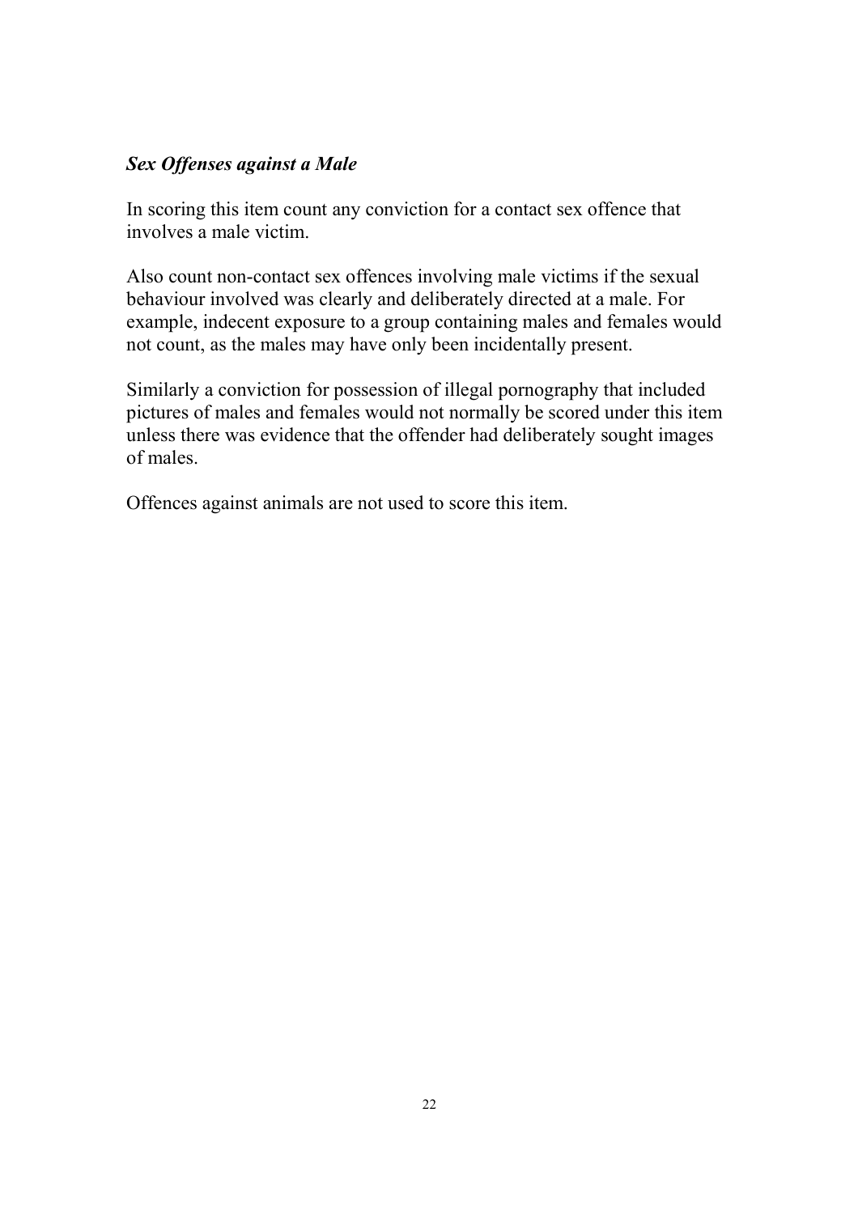### *Sex Offenses against a Male*

In scoring this item count any conviction for a contact sex offence that involves a male victim.

Also count non-contact sex offences involving male victims if the sexual behaviour involved was clearly and deliberately directed at a male. For example, indecent exposure to a group containing males and females would not count, as the males may have only been incidentally present.

Similarly a conviction for possession of illegal pornography that included pictures of males and females would not normally be scored under this item unless there was evidence that the offender had deliberately sought images of males.

Offences against animals are not used to score this item.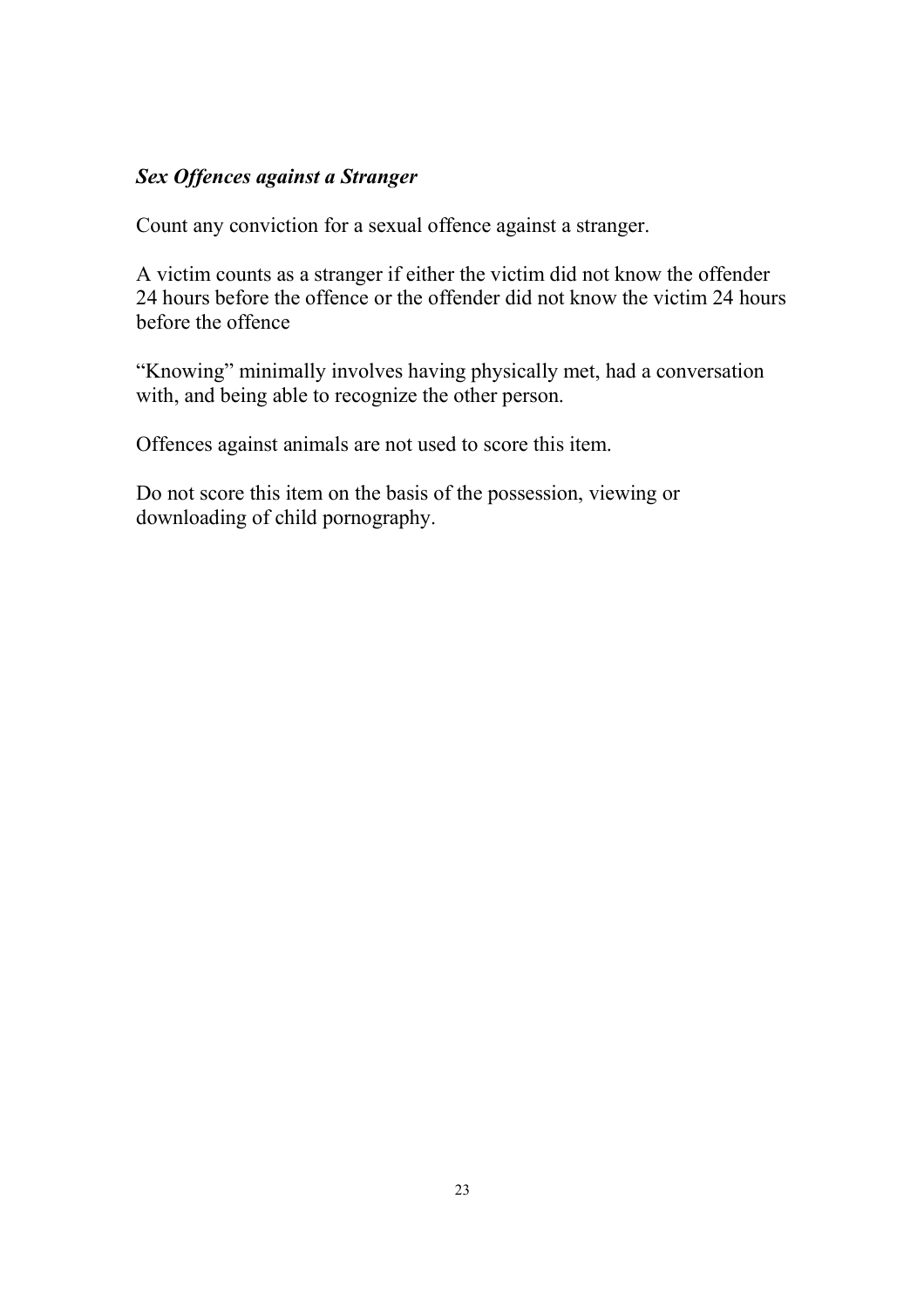***Sex Offences against a Stranger***

Count any conviction for a sexual offence against a stranger.

A victim counts as a stranger if either the victim did not know the offender 24 hours before the offence or the offender did not know the victim 24 hours before the offence

"Knowing" minimally involves having physically met, had a conversation with, and being able to recognize the other person.

Offences against animals are not used to score this item.

Do not score this item on the basis of the possession, viewing or downloading of child pornography.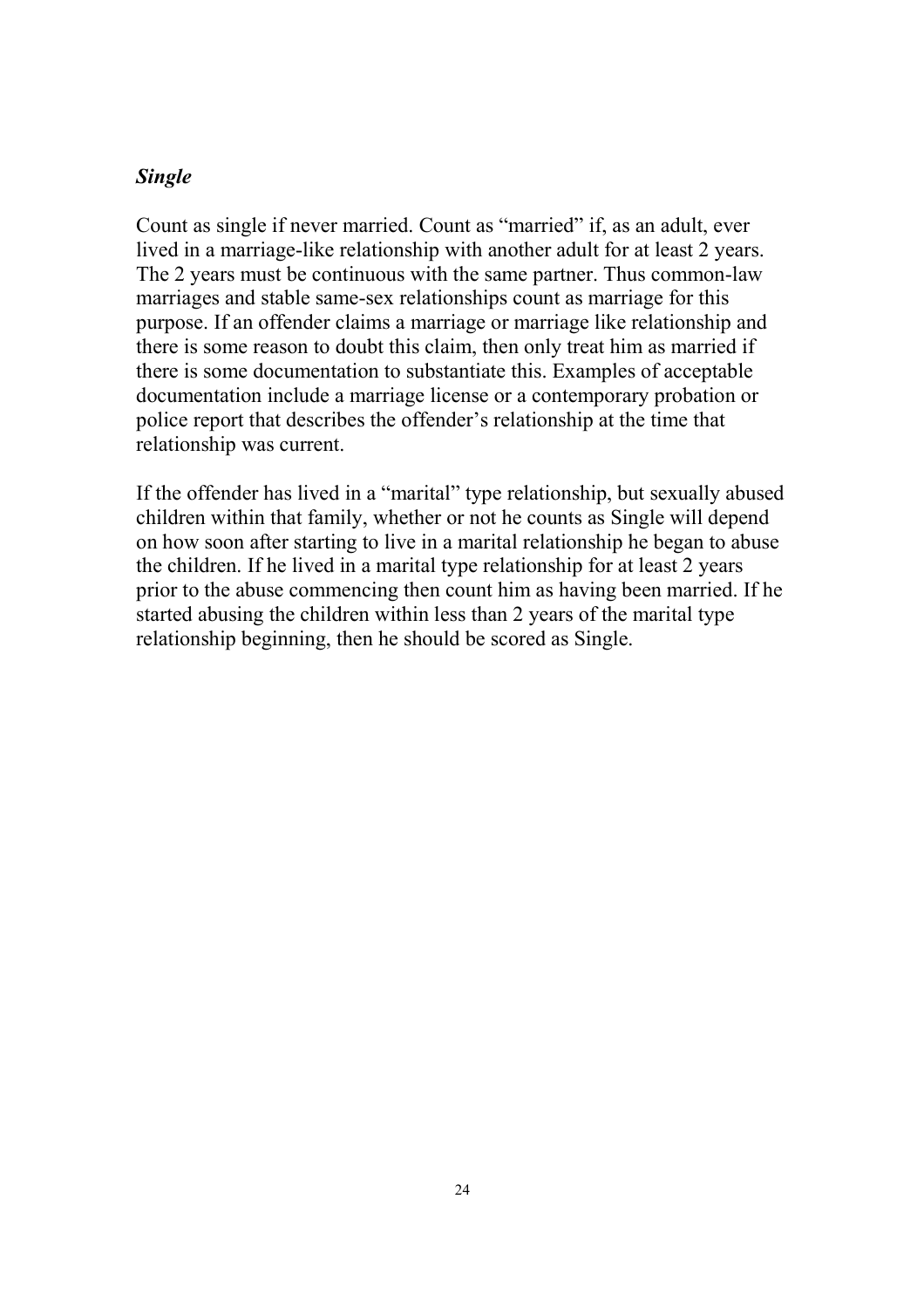### *Single*

Count as single if never married. Count as "married" if, as an adult, ever lived in a marriage-like relationship with another adult for at least 2 years. The 2 years must be continuous with the same partner. Thus common-law marriages and stable same-sex relationships count as marriage for this purpose. If an offender claims a marriage or marriage like relationship and there is some reason to doubt this claim, then only treat him as married if there is some documentation to substantiate this. Examples of acceptable documentation include a marriage license or a contemporary probation or police report that describes the offender's relationship at the time that relationship was current.

If the offender has lived in a "marital" type relationship, but sexually abused children within that family, whether or not he counts as Single will depend on how soon after starting to live in a marital relationship he began to abuse the children. If he lived in a marital type relationship for at least 2 years prior to the abuse commencing then count him as having been married. If he started abusing the children within less than 2 years of the marital type relationship beginning, then he should be scored as Single.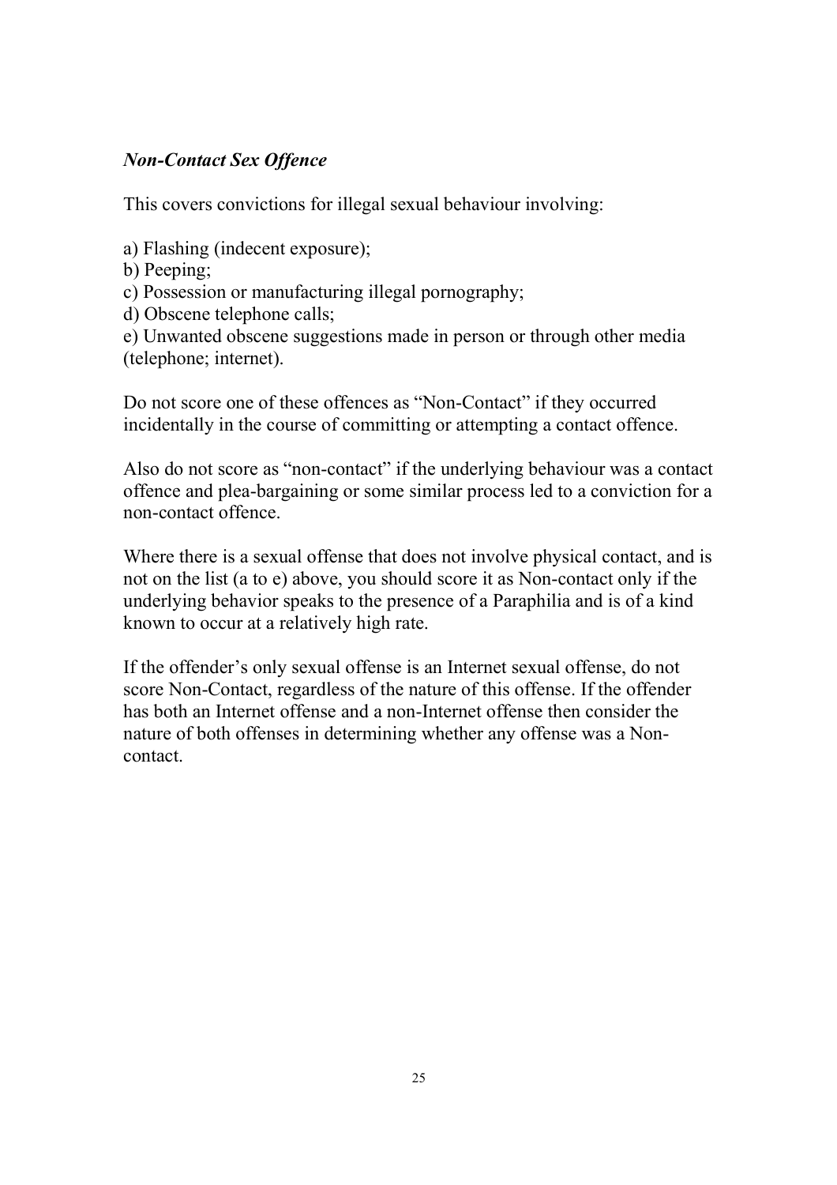### *Non-Contact Sex Offence*

This covers convictions for illegal sexual behaviour involving:

a) Flashing (indecent exposure);
b) Peeping;
c) Possession or manufacturing illegal pornography;
d) Obscene telephone calls;
e) Unwanted obscene suggestions made in person or through other media (telephone; internet).

Do not score one of these offences as "Non-Contact" if they occurred incidentally in the course of committing or attempting a contact offence.

Also do not score as "non-contact" if the underlying behaviour was a contact offence and plea-bargaining or some similar process led to a conviction for a non-contact offence.

Where there is a sexual offense that does not involve physical contact, and is not on the list (a to e) above, you should score it as Non-contact only if the underlying behavior speaks to the presence of a Paraphilia and is of a kind known to occur at a relatively high rate.

If the offender's only sexual offense is an Internet sexual offense, do not score Non-Contact, regardless of the nature of this offense. If the offender has both an Internet offense and a non-Internet offense then consider the nature of both offenses in determining whether any offense was a Non-contact.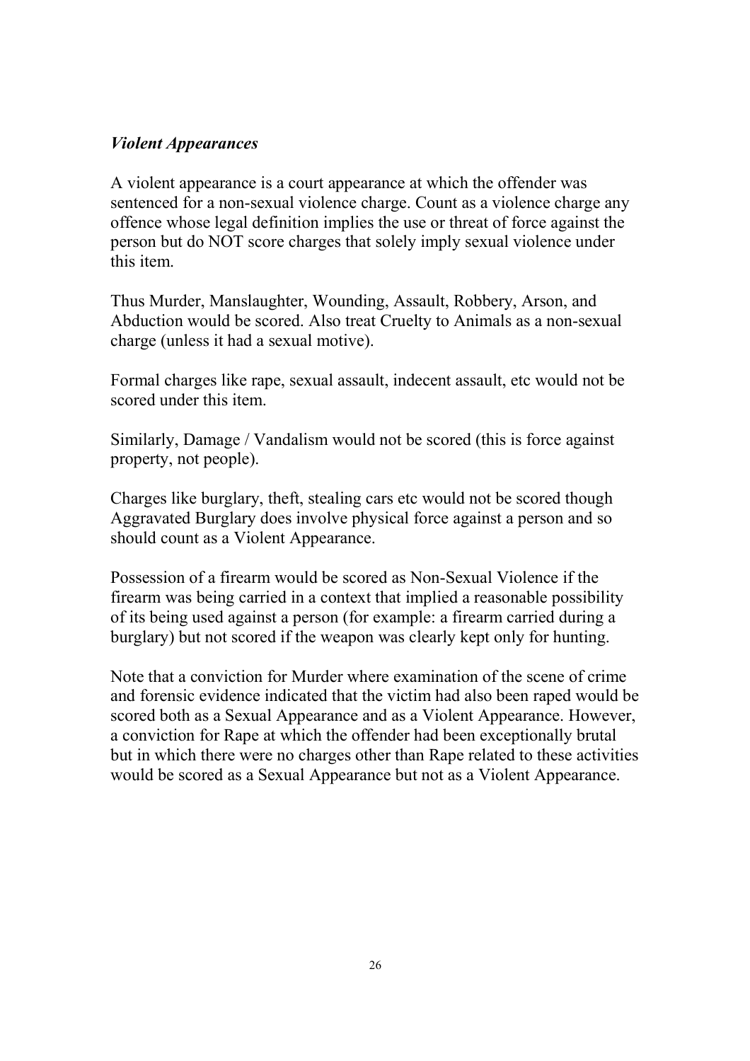### *Violent Appearances*

A violent appearance is a court appearance at which the offender was sentenced for a non-sexual violence charge. Count as a violence charge any offence whose legal definition implies the use or threat of force against the person but do NOT score charges that solely imply sexual violence under this item.

Thus Murder, Manslaughter, Wounding, Assault, Robbery, Arson, and Abduction would be scored. Also treat Cruelty to Animals as a non-sexual charge (unless it had a sexual motive).

Formal charges like rape, sexual assault, indecent assault, etc would not be scored under this item.

Similarly, Damage / Vandalism would not be scored (this is force against property, not people).

Charges like burglary, theft, stealing cars etc would not be scored though Aggravated Burglary does involve physical force against a person and so should count as a Violent Appearance.

Possession of a firearm would be scored as Non-Sexual Violence if the firearm was being carried in a context that implied a reasonable possibility of its being used against a person (for example: a firearm carried during a burglary) but not scored if the weapon was clearly kept only for hunting.

Note that a conviction for Murder where examination of the scene of crime and forensic evidence indicated that the victim had also been raped would be scored both as a Sexual Appearance and as a Violent Appearance. However, a conviction for Rape at which the offender had been exceptionally brutal but in which there were no charges other than Rape related to these activities would be scored as a Sexual Appearance but not as a Violent Appearance.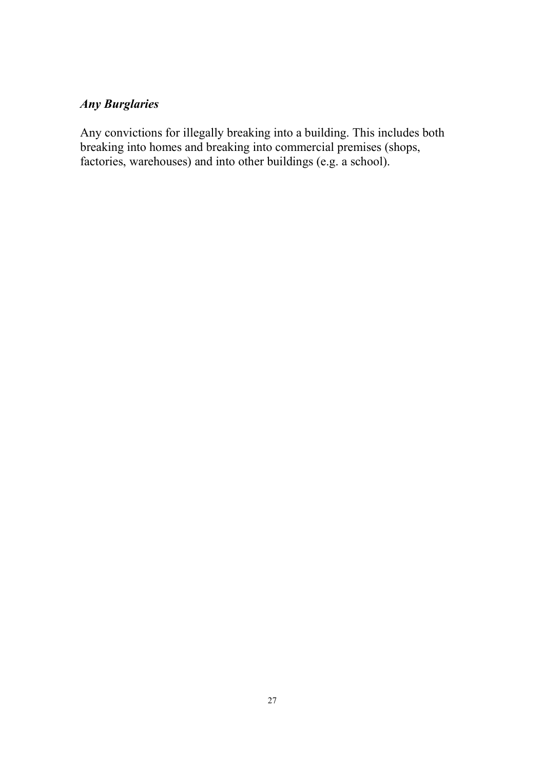***Any Burglaries***

Any convictions for illegally breaking into a building. This includes both breaking into homes and breaking into commercial premises (shops, factories, warehouses) and into other buildings (e.g. a school).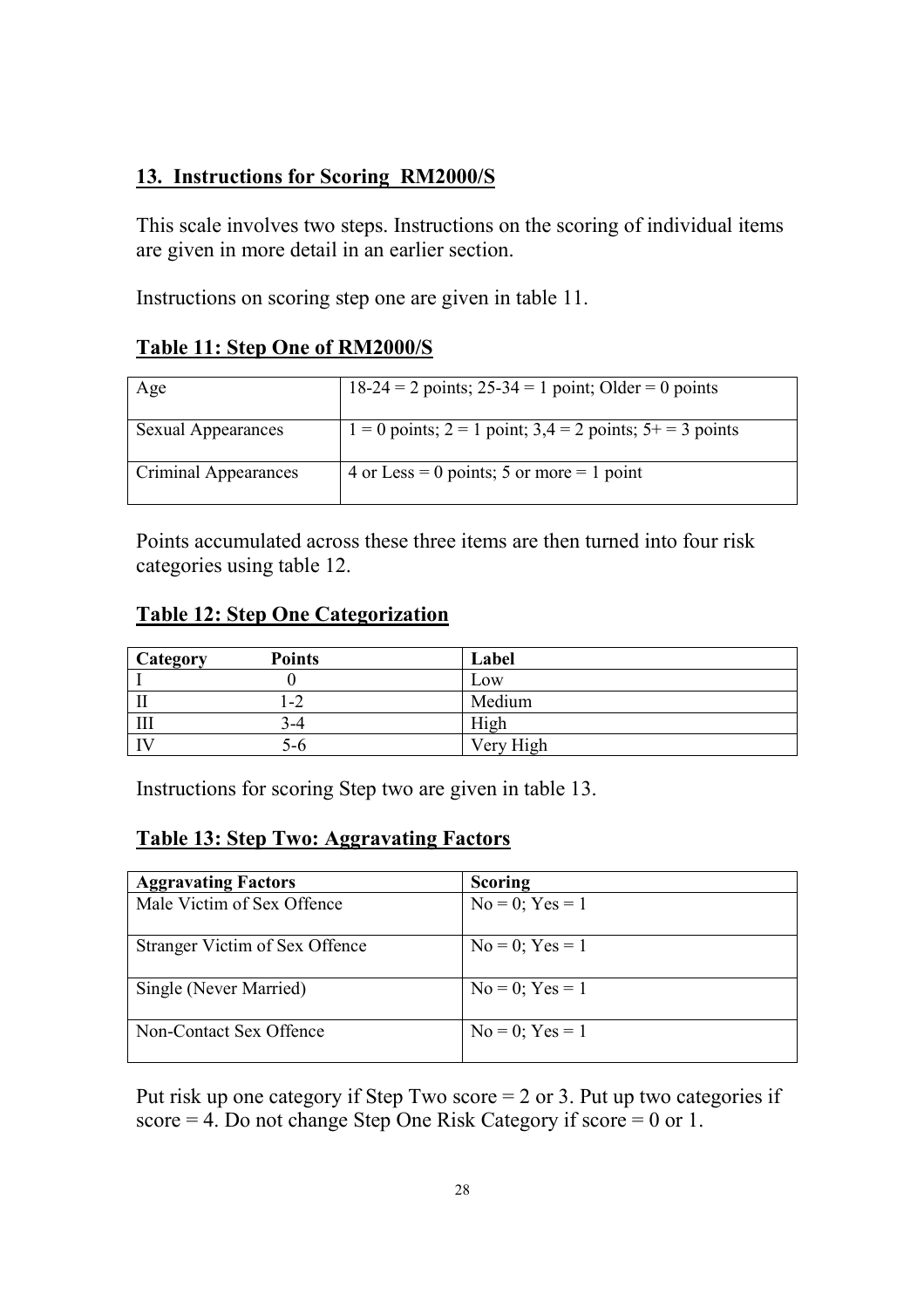## 13. Instructions for Scoring RM2000/S

This scale involves two steps. Instructions on the scoring of individual items are given in more detail in an earlier section.

Instructions on scoring step one are given in table 11.

### Table 11: Step One of RM2000/S

| | |
|---|---|
| Age | 18-24 = 2 points; 25-34 = 1 point; Older = 0 points |
| Sexual Appearances | 1 = 0 points; 2 = 1 point; 3,4 = 2 points; 5+ = 3 points |
| Criminal Appearances | 4 or Less = 0 points; 5 or more = 1 point |

Points accumulated across these three items are then turned into four risk categories using table 12.

### Table 12: Step One Categorization

| Category | Points | Label |
|---|---|---|
| I | 0 | Low |
| II | 1-2 | Medium |
| III | 3-4 | High |
| IV | 5-6 | Very High |

Instructions for scoring Step two are given in table 13.

### Table 13: Step Two: Aggravating Factors

| Aggravating Factors | Scoring |
|---|---|
| Male Victim of Sex Offence | No = 0; Yes = 1 |
| Stranger Victim of Sex Offence | No = 0; Yes = 1 |
| Single (Never Married) | No = 0; Yes = 1 |
| Non-Contact Sex Offence | No = 0; Yes = 1 |

Put risk up one category if Step Two score = 2 or 3. Put up two categories if score = 4. Do not change Step One Risk Category if score = 0 or 1.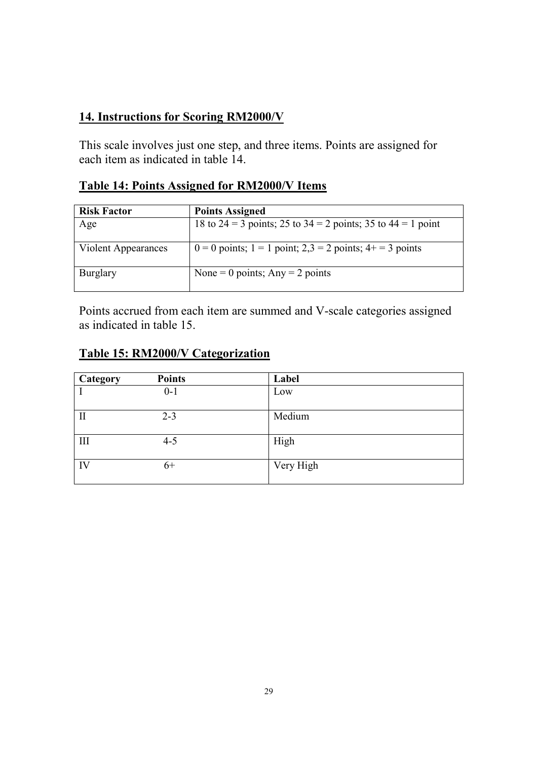## 14. Instructions for Scoring RM2000/V

This scale involves just one step, and three items. Points are assigned for each item as indicated in table 14.

### Table 14: Points Assigned for RM2000/V Items

| Risk Factor | Points Assigned |
|---|---|
| Age | 18 to 24 = 3 points; 25 to 34 = 2 points; 35 to 44 = 1 point |
| Violent Appearances | 0 = 0 points; 1 = 1 point; 2,3 = 2 points; 4+ = 3 points |
| Burglary | None = 0 points; Any = 2 points |

Points accrued from each item are summed and V-scale categories assigned as indicated in table 15.

### Table 15: RM2000/V Categorization

| Category | Points | Label |
|---|---|---|
| I | 0-1 | Low |
| II | 2-3 | Medium |
| III | 4-5 | High |
| IV | 6+ | Very High |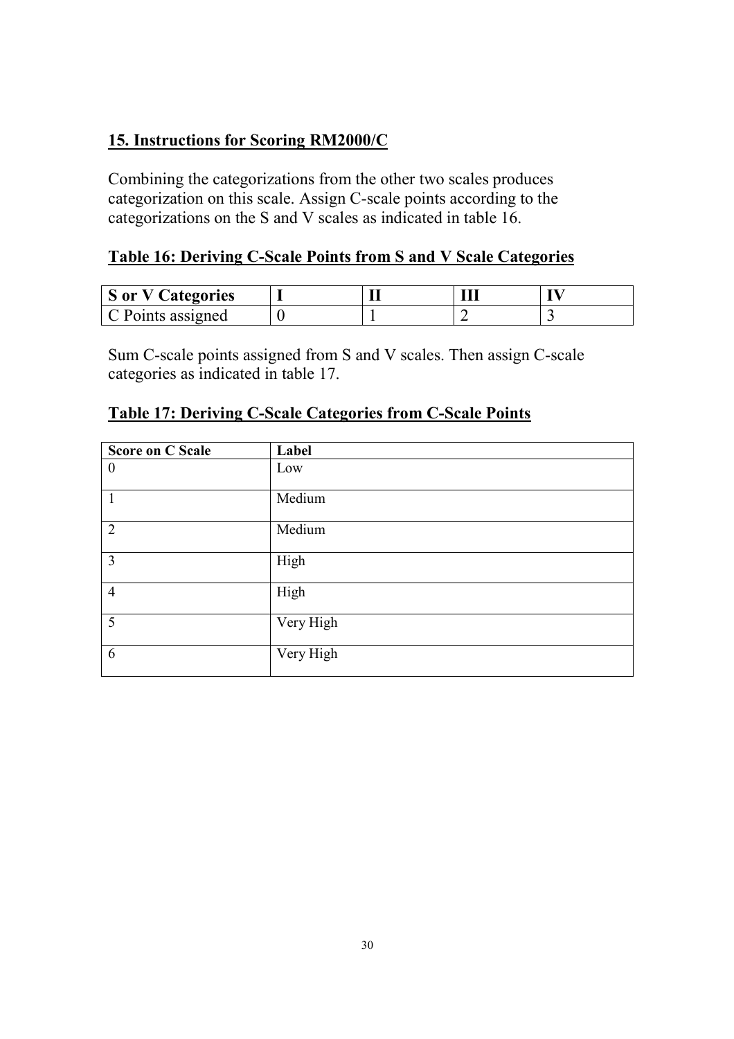## 15. Instructions for Scoring RM2000/C

Combining the categorizations from the other two scales produces categorization on this scale. Assign C-scale points according to the categorizations on the S and V scales as indicated in table 16.

### Table 16: Deriving C-Scale Points from S and V Scale Categories

| S or V Categories | I | II | III | IV |
|---|---|---|---|---|
| C Points assigned | 0 | 1 | 2 | 3 |

Sum C-scale points assigned from S and V scales. Then assign C-scale categories as indicated in table 17.

### Table 17: Deriving C-Scale Categories from C-Scale Points

| Score on C Scale | Label |
|---|---|
| 0 | Low |
| 1 | Medium |
| 2 | Medium |
| 3 | High |
| 4 | High |
| 5 | Very High |
| 6 | Very High |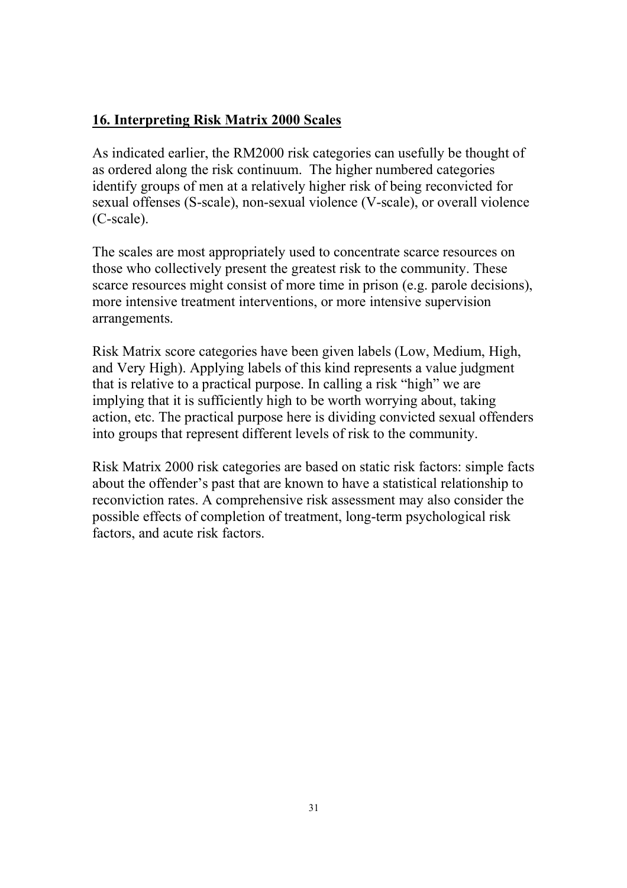## 16. Interpreting Risk Matrix 2000 Scales

As indicated earlier, the RM2000 risk categories can usefully be thought of as ordered along the risk continuum. The higher numbered categories identify groups of men at a relatively higher risk of being reconvicted for sexual offenses (S-scale), non-sexual violence (V-scale), or overall violence (C-scale).

The scales are most appropriately used to concentrate scarce resources on those who collectively present the greatest risk to the community. These scarce resources might consist of more time in prison (e.g. parole decisions), more intensive treatment interventions, or more intensive supervision arrangements.

Risk Matrix score categories have been given labels (Low, Medium, High, and Very High). Applying labels of this kind represents a value judgment that is relative to a practical purpose. In calling a risk "high" we are implying that it is sufficiently high to be worth worrying about, taking action, etc. The practical purpose here is dividing convicted sexual offenders into groups that represent different levels of risk to the community.

Risk Matrix 2000 risk categories are based on static risk factors: simple facts about the offender's past that are known to have a statistical relationship to reconviction rates. A comprehensive risk assessment may also consider the possible effects of completion of treatment, long-term psychological risk factors, and acute risk factors.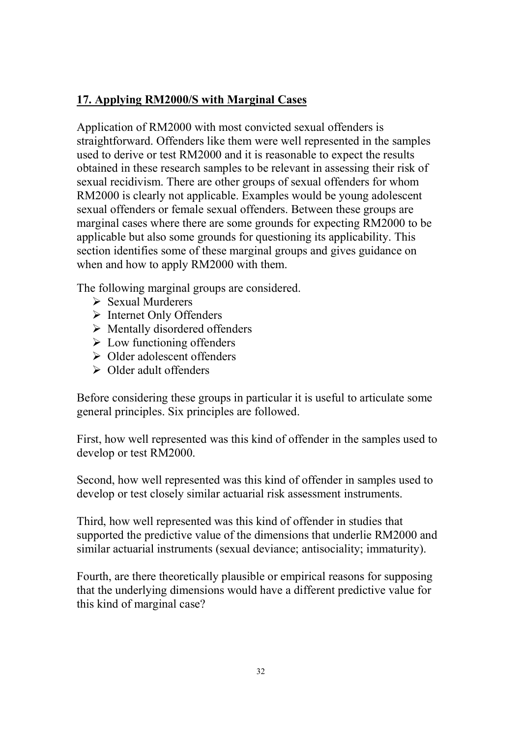## 17. Applying RM2000/S with Marginal Cases

Application of RM2000 with most convicted sexual offenders is straightforward. Offenders like them were well represented in the samples used to derive or test RM2000 and it is reasonable to expect the results obtained in these research samples to be relevant in assessing their risk of sexual recidivism. There are other groups of sexual offenders for whom RM2000 is clearly not applicable. Examples would be young adolescent sexual offenders or female sexual offenders. Between these groups are marginal cases where there are some grounds for expecting RM2000 to be applicable but also some grounds for questioning its applicability. This section identifies some of these marginal groups and gives guidance on when and how to apply RM2000 with them.

The following marginal groups are considered.

- Sexual Murderers
- Internet Only Offenders
- Mentally disordered offenders
- Low functioning offenders
- Older adolescent offenders
- Older adult offenders

Before considering these groups in particular it is useful to articulate some general principles. Six principles are followed.

First, how well represented was this kind of offender in the samples used to develop or test RM2000.

Second, how well represented was this kind of offender in samples used to develop or test closely similar actuarial risk assessment instruments.

Third, how well represented was this kind of offender in studies that supported the predictive value of the dimensions that underlie RM2000 and similar actuarial instruments (sexual deviance; antisociality; immaturity).

Fourth, are there theoretically plausible or empirical reasons for supposing that the underlying dimensions would have a different predictive value for this kind of marginal case?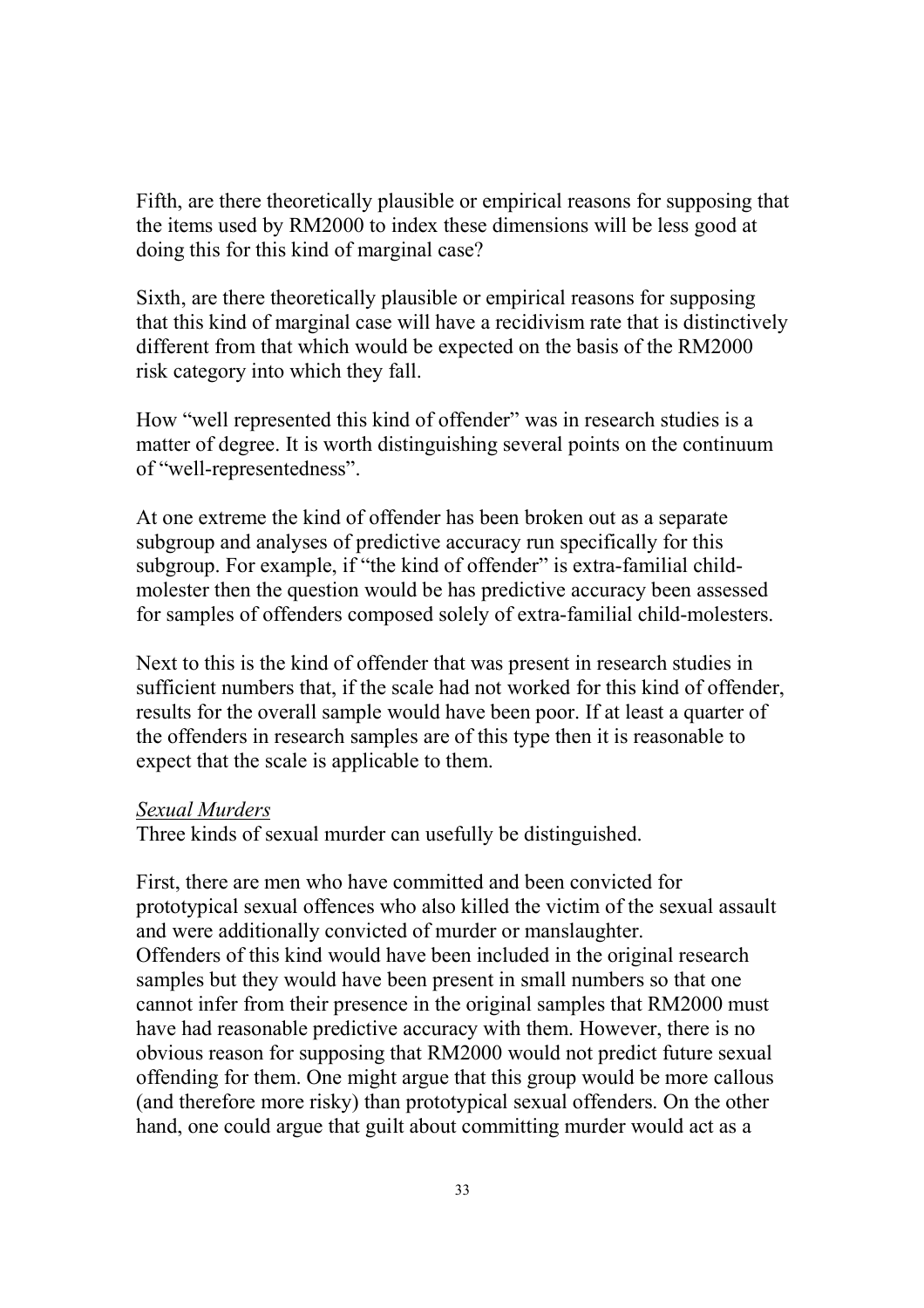Fifth, are there theoretically plausible or empirical reasons for supposing that the items used by RM2000 to index these dimensions will be less good at doing this for this kind of marginal case?

Sixth, are there theoretically plausible or empirical reasons for supposing that this kind of marginal case will have a recidivism rate that is distinctively different from that which would be expected on the basis of the RM2000 risk category into which they fall.

How "well represented this kind of offender" was in research studies is a matter of degree. It is worth distinguishing several points on the continuum of "well-representedness".

At one extreme the kind of offender has been broken out as a separate subgroup and analyses of predictive accuracy run specifically for this subgroup. For example, if "the kind of offender" is extra-familial child-molester then the question would be has predictive accuracy been assessed for samples of offenders composed solely of extra-familial child-molesters.

Next to this is the kind of offender that was present in research studies in sufficient numbers that, if the scale had not worked for this kind of offender, results for the overall sample would have been poor. If at least a quarter of the offenders in research samples are of this type then it is reasonable to expect that the scale is applicable to them.

<u>Sexual Murders</u>

Three kinds of sexual murder can usefully be distinguished.

First, there are men who have committed and been convicted for prototypical sexual offences who also killed the victim of the sexual assault and were additionally convicted of murder or manslaughter.
Offenders of this kind would have been included in the original research samples but they would have been present in small numbers so that one cannot infer from their presence in the original samples that RM2000 must have had reasonable predictive accuracy with them. However, there is no obvious reason for supposing that RM2000 would not predict future sexual offending for them. One might argue that this group would be more callous (and therefore more risky) than prototypical sexual offenders. On the other hand, one could argue that guilt about committing murder would act as a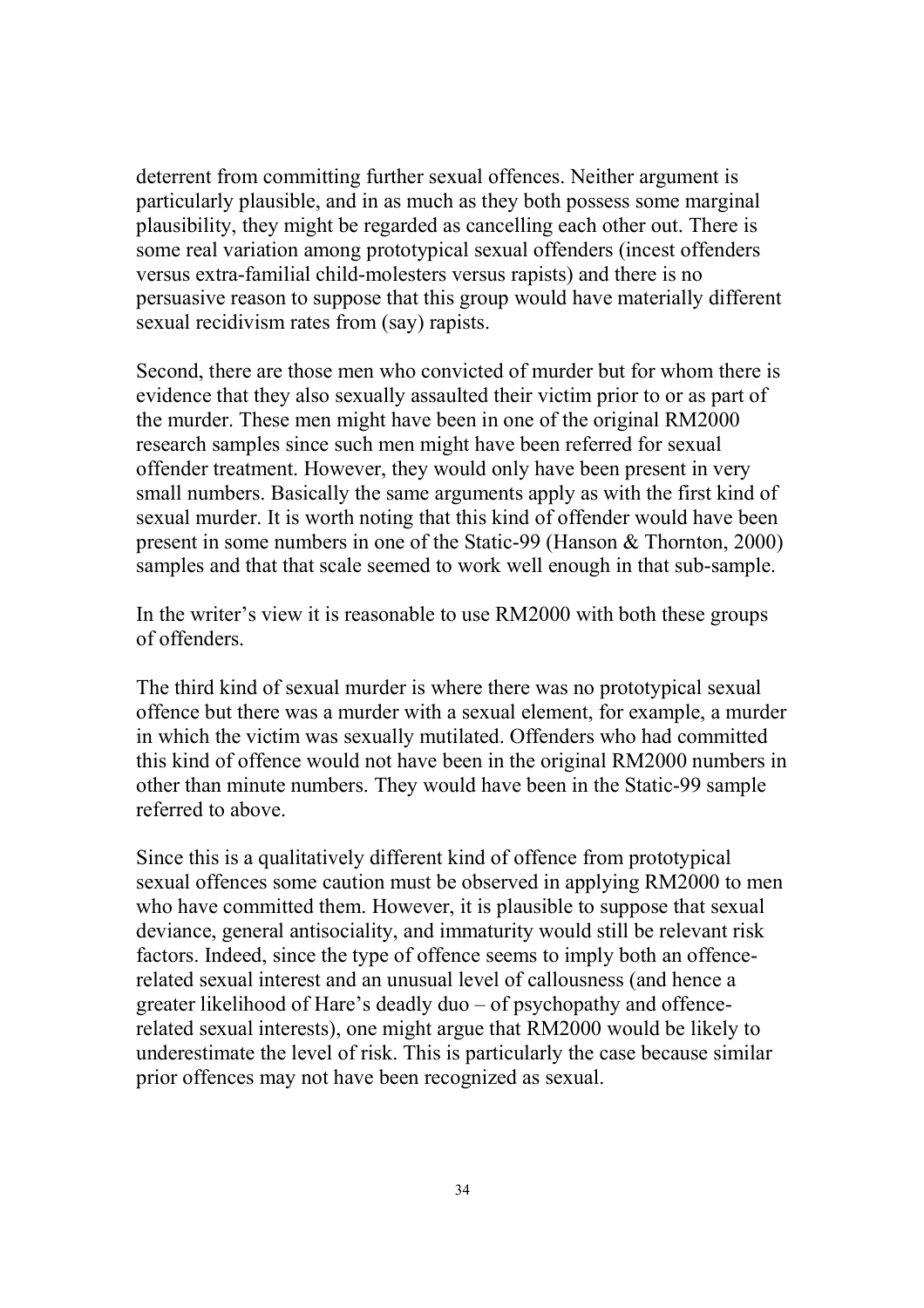deterrent from committing further sexual offences. Neither argument is particularly plausible, and in as much as they both possess some marginal plausibility, they might be regarded as cancelling each other out. There is some real variation among prototypical sexual offenders (incest offenders versus extra-familial child-molesters versus rapists) and there is no persuasive reason to suppose that this group would have materially different sexual recidivism rates from (say) rapists.

Second, there are those men who convicted of murder but for whom there is evidence that they also sexually assaulted their victim prior to or as part of the murder. These men might have been in one of the original RM2000 research samples since such men might have been referred for sexual offender treatment. However, they would only have been present in very small numbers. Basically the same arguments apply as with the first kind of sexual murder. It is worth noting that this kind of offender would have been present in some numbers in one of the Static-99 (Hanson & Thornton, 2000) samples and that that scale seemed to work well enough in that sub-sample.

In the writer's view it is reasonable to use RM2000 with both these groups of offenders.

The third kind of sexual murder is where there was no prototypical sexual offence but there was a murder with a sexual element, for example, a murder in which the victim was sexually mutilated. Offenders who had committed this kind of offence would not have been in the original RM2000 numbers in other than minute numbers. They would have been in the Static-99 sample referred to above.

Since this is a qualitatively different kind of offence from prototypical sexual offences some caution must be observed in applying RM2000 to men who have committed them. However, it is plausible to suppose that sexual deviance, general antisociality, and immaturity would still be relevant risk factors. Indeed, since the type of offence seems to imply both an offence-related sexual interest and an unusual level of callousness (and hence a greater likelihood of Hare's deadly duo – of psychopathy and offence-related sexual interests), one might argue that RM2000 would be likely to underestimate the level of risk. This is particularly the case because similar prior offences may not have been recognized as sexual.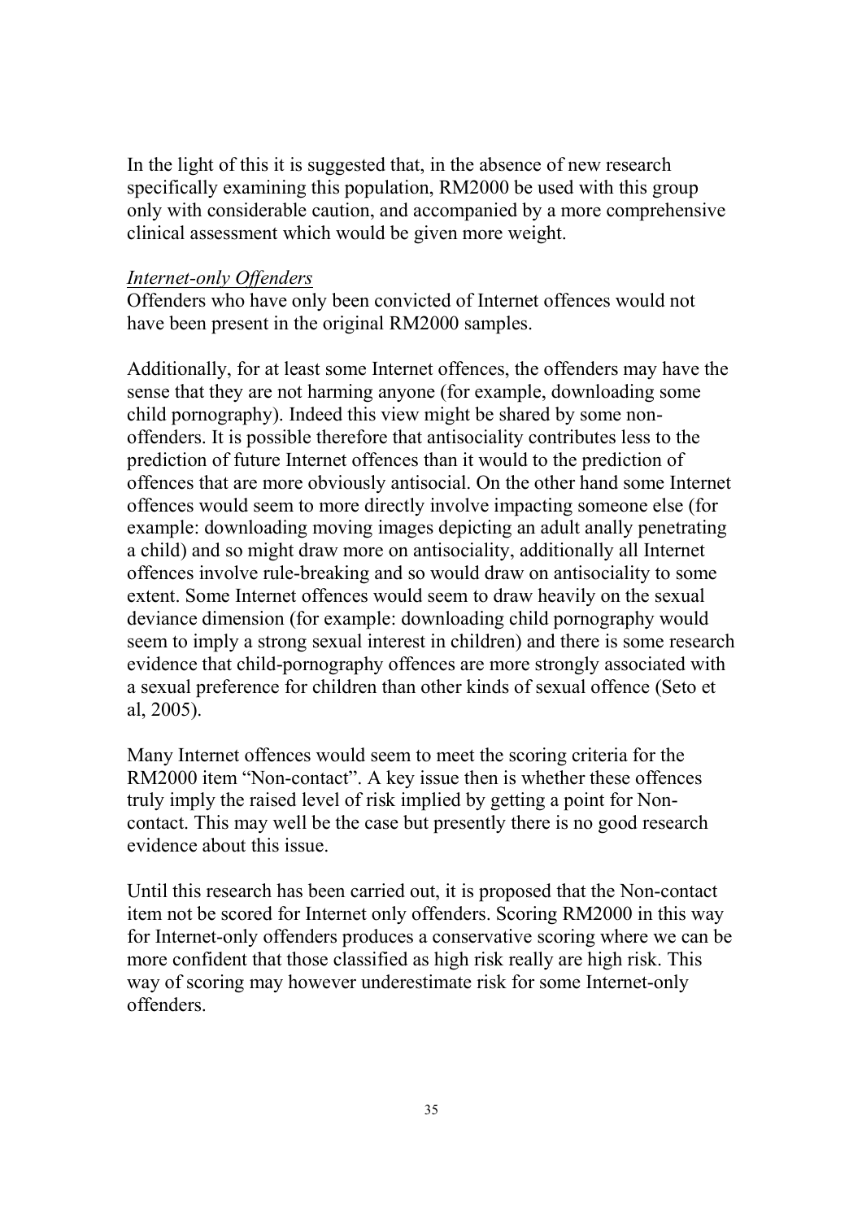In the light of this it is suggested that, in the absence of new research specifically examining this population, RM2000 be used with this group only with considerable caution, and accompanied by a more comprehensive clinical assessment which would be given more weight.

*Internet-only Offenders*

Offenders who have only been convicted of Internet offences would not have been present in the original RM2000 samples.

Additionally, for at least some Internet offences, the offenders may have the sense that they are not harming anyone (for example, downloading some child pornography). Indeed this view might be shared by some non-offenders. It is possible therefore that antisociality contributes less to the prediction of future Internet offences than it would to the prediction of offences that are more obviously antisocial. On the other hand some Internet offences would seem to more directly involve impacting someone else (for example: downloading moving images depicting an adult anally penetrating a child) and so might draw more on antisociality, additionally all Internet offences involve rule-breaking and so would draw on antisociality to some extent. Some Internet offences would seem to draw heavily on the sexual deviance dimension (for example: downloading child pornography would seem to imply a strong sexual interest in children) and there is some research evidence that child-pornography offences are more strongly associated with a sexual preference for children than other kinds of sexual offence (Seto et al, 2005).

Many Internet offences would seem to meet the scoring criteria for the RM2000 item "Non-contact". A key issue then is whether these offences truly imply the raised level of risk implied by getting a point for Non-contact. This may well be the case but presently there is no good research evidence about this issue.

Until this research has been carried out, it is proposed that the Non-contact item not be scored for Internet only offenders. Scoring RM2000 in this way for Internet-only offenders produces a conservative scoring where we can be more confident that those classified as high risk really are high risk. This way of scoring may however underestimate risk for some Internet-only offenders.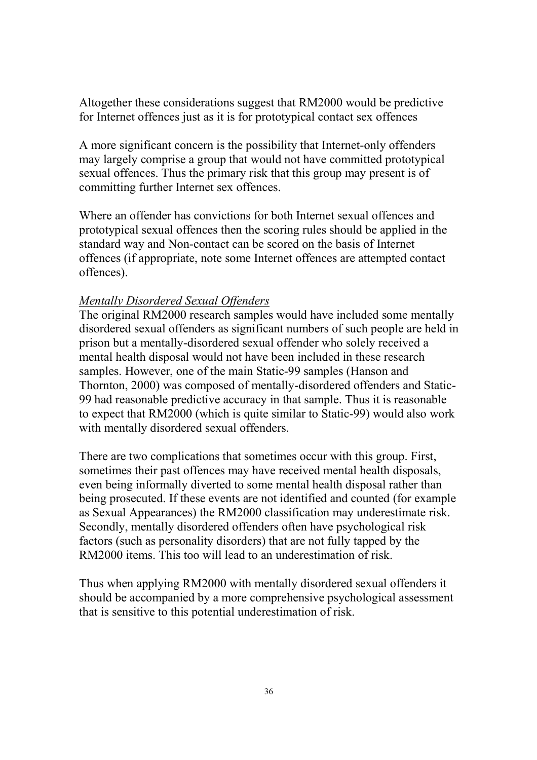Altogether these considerations suggest that RM2000 would be predictive for Internet offences just as it is for prototypical contact sex offences

A more significant concern is the possibility that Internet-only offenders may largely comprise a group that would not have committed prototypical sexual offences. Thus the primary risk that this group may present is of committing further Internet sex offences.

Where an offender has convictions for both Internet sexual offences and prototypical sexual offences then the scoring rules should be applied in the standard way and Non-contact can be scored on the basis of Internet offences (if appropriate, note some Internet offences are attempted contact offences).

*Mentally Disordered Sexual Offenders*

The original RM2000 research samples would have included some mentally disordered sexual offenders as significant numbers of such people are held in prison but a mentally-disordered sexual offender who solely received a mental health disposal would not have been included in these research samples. However, one of the main Static-99 samples (Hanson and Thornton, 2000) was composed of mentally-disordered offenders and Static-99 had reasonable predictive accuracy in that sample. Thus it is reasonable to expect that RM2000 (which is quite similar to Static-99) would also work with mentally disordered sexual offenders.

There are two complications that sometimes occur with this group. First, sometimes their past offences may have received mental health disposals, even being informally diverted to some mental health disposal rather than being prosecuted. If these events are not identified and counted (for example as Sexual Appearances) the RM2000 classification may underestimate risk. Secondly, mentally disordered offenders often have psychological risk factors (such as personality disorders) that are not fully tapped by the RM2000 items. This too will lead to an underestimation of risk.

Thus when applying RM2000 with mentally disordered sexual offenders it should be accompanied by a more comprehensive psychological assessment that is sensitive to this potential underestimation of risk.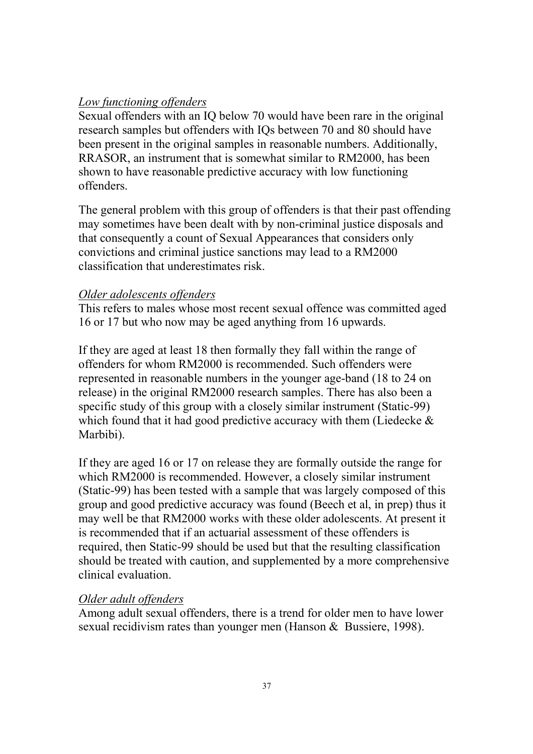*Low functioning offenders*

Sexual offenders with an IQ below 70 would have been rare in the original research samples but offenders with IQs between 70 and 80 should have been present in the original samples in reasonable numbers. Additionally, RRASOR, an instrument that is somewhat similar to RM2000, has been shown to have reasonable predictive accuracy with low functioning offenders.

The general problem with this group of offenders is that their past offending may sometimes have been dealt with by non-criminal justice disposals and that consequently a count of Sexual Appearances that considers only convictions and criminal justice sanctions may lead to a RM2000 classification that underestimates risk.

*Older adolescents offenders*

This refers to males whose most recent sexual offence was committed aged 16 or 17 but who now may be aged anything from 16 upwards.

If they are aged at least 18 then formally they fall within the range of offenders for whom RM2000 is recommended. Such offenders were represented in reasonable numbers in the younger age-band (18 to 24 on release) in the original RM2000 research samples. There has also been a specific study of this group with a closely similar instrument (Static-99) which found that it had good predictive accuracy with them (Liedecke & Marbibi).

If they are aged 16 or 17 on release they are formally outside the range for which RM2000 is recommended. However, a closely similar instrument (Static-99) has been tested with a sample that was largely composed of this group and good predictive accuracy was found (Beech et al, in prep) thus it may well be that RM2000 works with these older adolescents. At present it is recommended that if an actuarial assessment of these offenders is required, then Static-99 should be used but that the resulting classification should be treated with caution, and supplemented by a more comprehensive clinical evaluation.

*Older adult offenders*

Among adult sexual offenders, there is a trend for older men to have lower sexual recidivism rates than younger men (Hanson & Bussiere, 1998).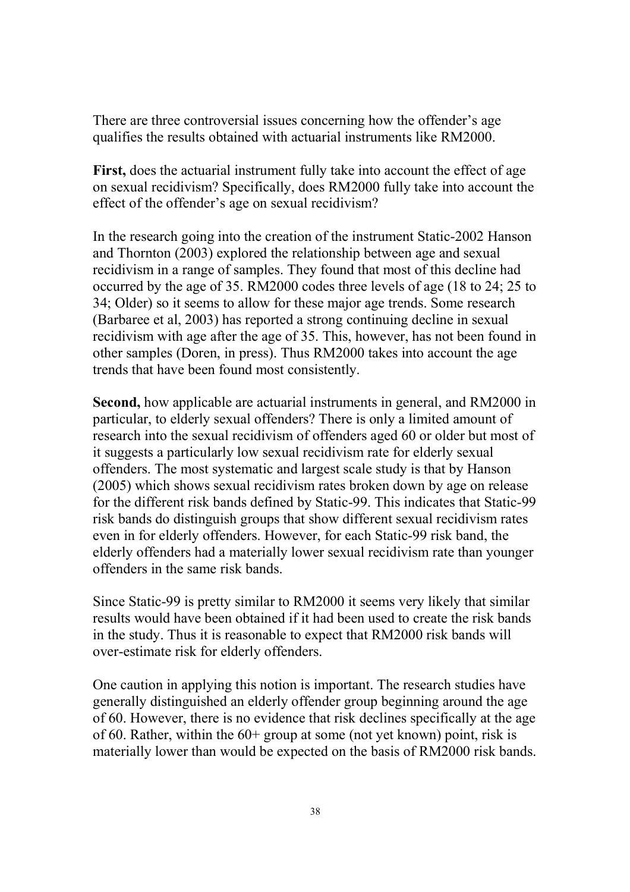There are three controversial issues concerning how the offender's age qualifies the results obtained with actuarial instruments like RM2000.

**First,** does the actuarial instrument fully take into account the effect of age on sexual recidivism? Specifically, does RM2000 fully take into account the effect of the offender's age on sexual recidivism?

In the research going into the creation of the instrument Static-2002 Hanson and Thornton (2003) explored the relationship between age and sexual recidivism in a range of samples. They found that most of this decline had occurred by the age of 35. RM2000 codes three levels of age (18 to 24; 25 to 34; Older) so it seems to allow for these major age trends. Some research (Barbaree et al, 2003) has reported a strong continuing decline in sexual recidivism with age after the age of 35. This, however, has not been found in other samples (Doren, in press). Thus RM2000 takes into account the age trends that have been found most consistently.

**Second,** how applicable are actuarial instruments in general, and RM2000 in particular, to elderly sexual offenders? There is only a limited amount of research into the sexual recidivism of offenders aged 60 or older but most of it suggests a particularly low sexual recidivism rate for elderly sexual offenders. The most systematic and largest scale study is that by Hanson (2005) which shows sexual recidivism rates broken down by age on release for the different risk bands defined by Static-99. This indicates that Static-99 risk bands do distinguish groups that show different sexual recidivism rates even in for elderly offenders. However, for each Static-99 risk band, the elderly offenders had a materially lower sexual recidivism rate than younger offenders in the same risk bands.

Since Static-99 is pretty similar to RM2000 it seems very likely that similar results would have been obtained if it had been used to create the risk bands in the study. Thus it is reasonable to expect that RM2000 risk bands will over-estimate risk for elderly offenders.

One caution in applying this notion is important. The research studies have generally distinguished an elderly offender group beginning around the age of 60. However, there is no evidence that risk declines specifically at the age of 60. Rather, within the 60+ group at some (not yet known) point, risk is materially lower than would be expected on the basis of RM2000 risk bands.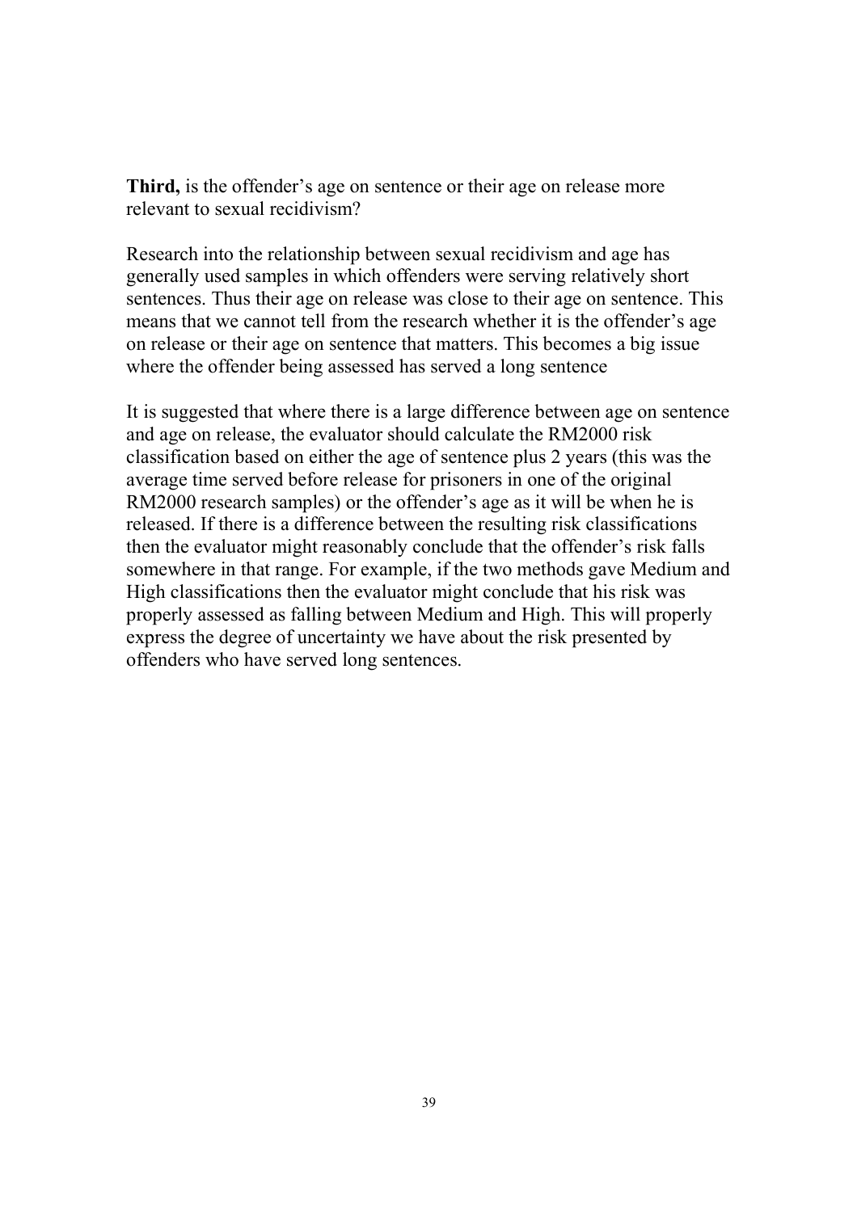**Third,** is the offender's age on sentence or their age on release more relevant to sexual recidivism?

Research into the relationship between sexual recidivism and age has generally used samples in which offenders were serving relatively short sentences. Thus their age on release was close to their age on sentence. This means that we cannot tell from the research whether it is the offender's age on release or their age on sentence that matters. This becomes a big issue where the offender being assessed has served a long sentence

It is suggested that where there is a large difference between age on sentence and age on release, the evaluator should calculate the RM2000 risk classification based on either the age of sentence plus 2 years (this was the average time served before release for prisoners in one of the original RM2000 research samples) or the offender's age as it will be when he is released. If there is a difference between the resulting risk classifications then the evaluator might reasonably conclude that the offender's risk falls somewhere in that range. For example, if the two methods gave Medium and High classifications then the evaluator might conclude that his risk was properly assessed as falling between Medium and High. This will properly express the degree of uncertainty we have about the risk presented by offenders who have served long sentences.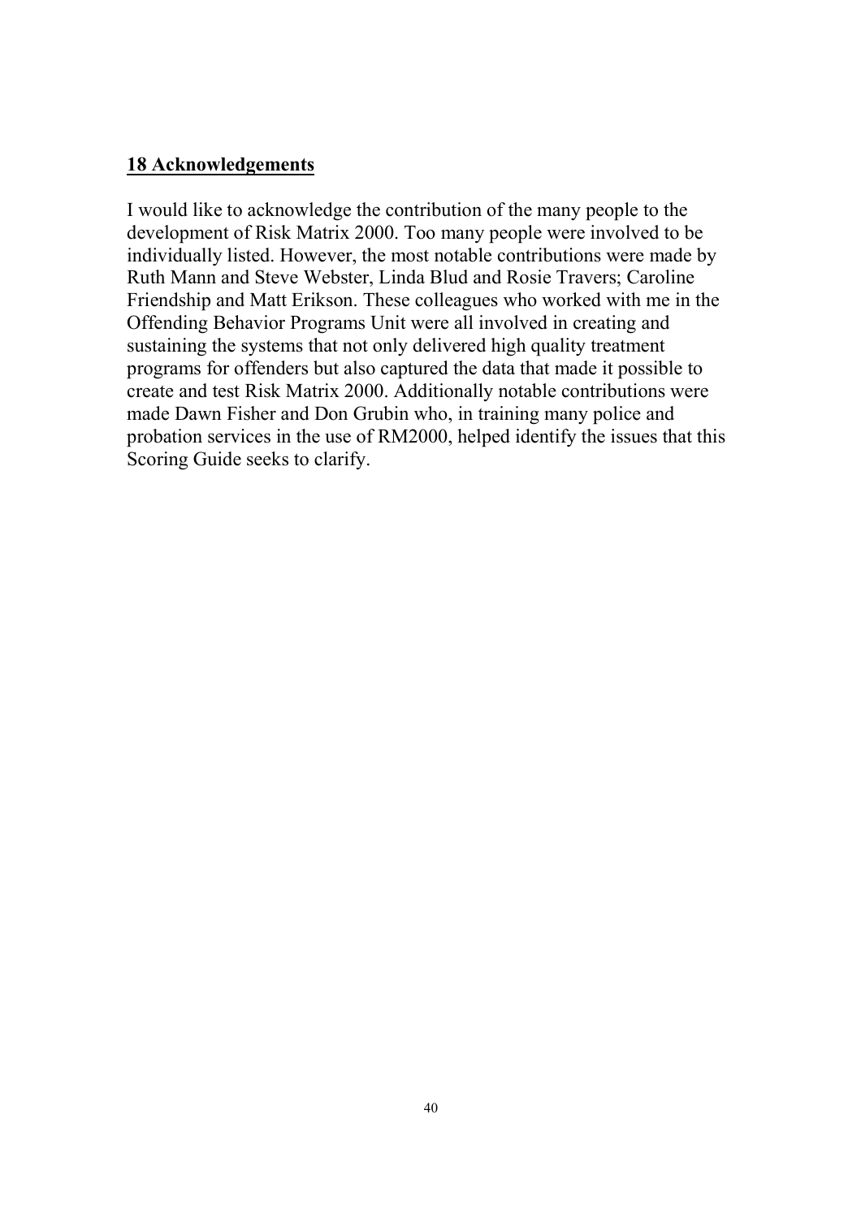## 18 Acknowledgements

I would like to acknowledge the contribution of the many people to the development of Risk Matrix 2000. Too many people were involved to be individually listed. However, the most notable contributions were made by Ruth Mann and Steve Webster, Linda Blud and Rosie Travers; Caroline Friendship and Matt Erikson. These colleagues who worked with me in the Offending Behavior Programs Unit were all involved in creating and sustaining the systems that not only delivered high quality treatment programs for offenders but also captured the data that made it possible to create and test Risk Matrix 2000. Additionally notable contributions were made Dawn Fisher and Don Grubin who, in training many police and probation services in the use of RM2000, helped identify the issues that this Scoring Guide seeks to clarify.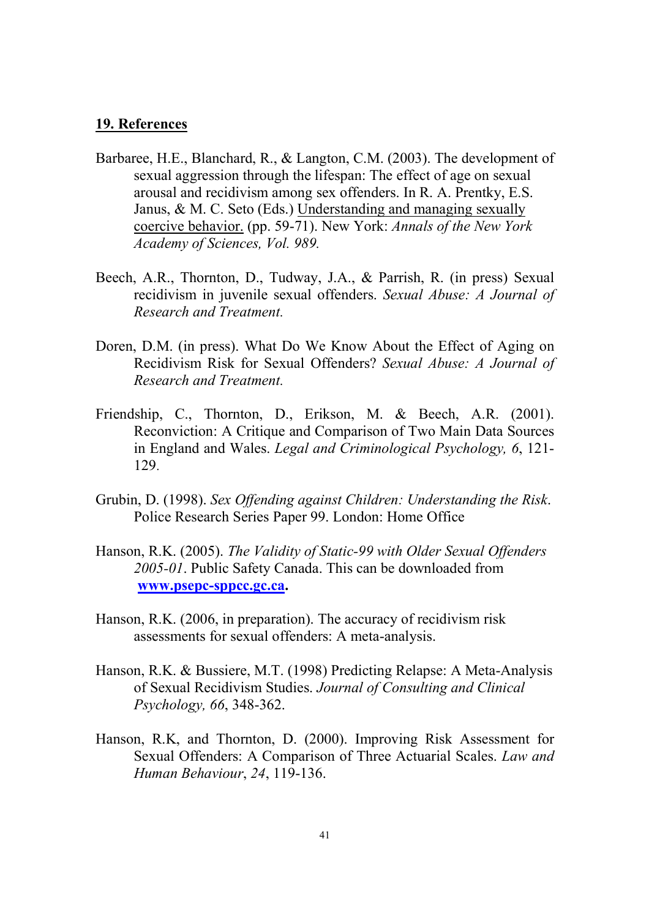## 19. References

Barbaree, H.E., Blanchard, R., & Langton, C.M. (2003). The development of sexual aggression through the lifespan: The effect of age on sexual arousal and recidivism among sex offenders. In R. A. Prentky, E.S. Janus, & M. C. Seto (Eds.) Understanding and managing sexually coercive behavior. (pp. 59-71). New York: *Annals of the New York Academy of Sciences, Vol. 989.*

Beech, A.R., Thornton, D., Tudway, J.A., & Parrish, R. (in press) Sexual recidivism in juvenile sexual offenders. *Sexual Abuse: A Journal of Research and Treatment.*

Doren, D.M. (in press). What Do We Know About the Effect of Aging on Recidivism Risk for Sexual Offenders? *Sexual Abuse: A Journal of Research and Treatment.*

Friendship, C., Thornton, D., Erikson, M. & Beech, A.R. (2001). Reconviction: A Critique and Comparison of Two Main Data Sources in England and Wales. *Legal and Criminological Psychology, 6*, 121-129.

Grubin, D. (1998). *Sex Offending against Children: Understanding the Risk*. Police Research Series Paper 99. London: Home Office

Hanson, R.K. (2005). *The Validity of Static-99 with Older Sexual Offenders 2005-01*. Public Safety Canada. This can be downloaded from **www.psepc-sppcc.gc.ca.**

Hanson, R.K. (2006, in preparation). The accuracy of recidivism risk assessments for sexual offenders: A meta-analysis.

Hanson, R.K. & Bussiere, M.T. (1998) Predicting Relapse: A Meta-Analysis of Sexual Recidivism Studies. *Journal of Consulting and Clinical Psychology, 66*, 348-362.

Hanson, R.K, and Thornton, D. (2000). Improving Risk Assessment for Sexual Offenders: A Comparison of Three Actuarial Scales. *Law and Human Behaviour*, *24*, 119-136.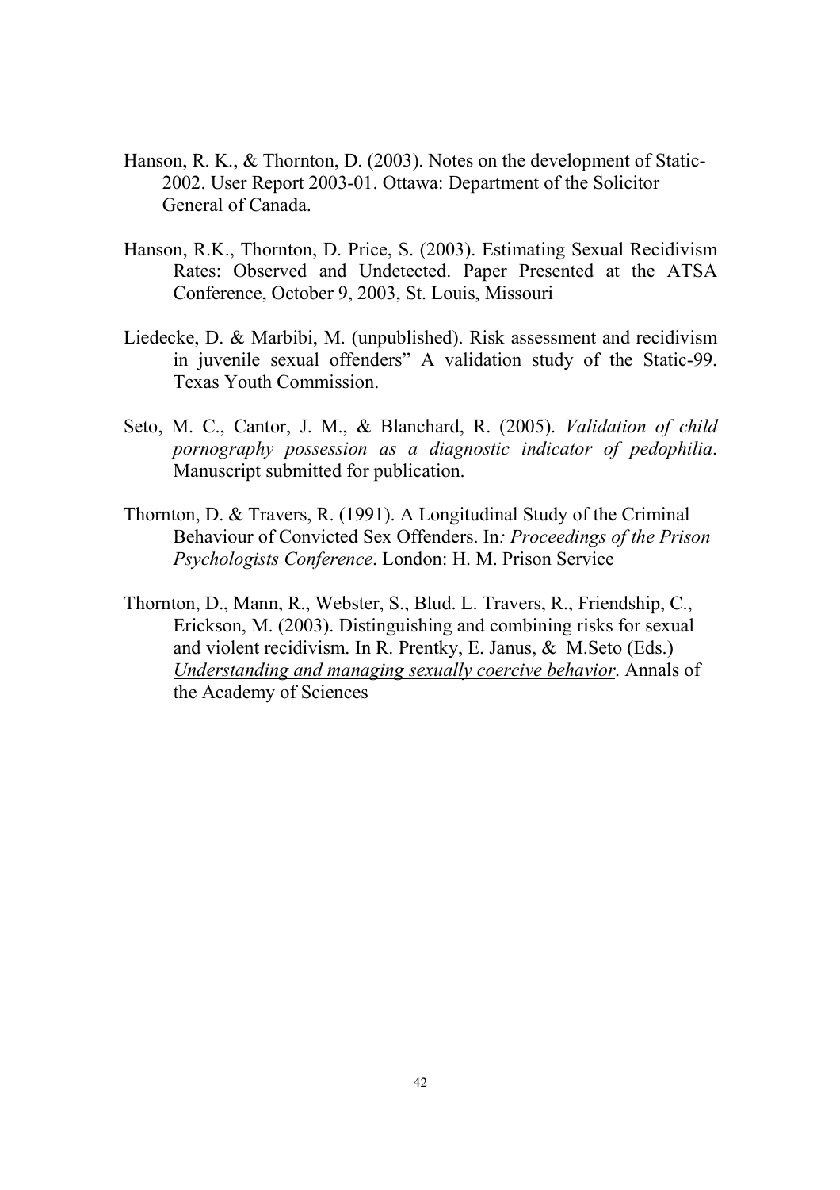Hanson, R. K., & Thornton, D. (2003). Notes on the development of Static-2002. User Report 2003-01. Ottawa: Department of the Solicitor General of Canada.

Hanson, R.K., Thornton, D. Price, S. (2003). Estimating Sexual Recidivism Rates: Observed and Undetected. Paper Presented at the ATSA Conference, October 9, 2003, St. Louis, Missouri

Liedecke, D. & Marbibi, M. (unpublished). Risk assessment and recidivism in juvenile sexual offenders" A validation study of the Static-99. Texas Youth Commission.

Seto, M. C., Cantor, J. M., & Blanchard, R. (2005). *Validation of child pornography possession as a diagnostic indicator of pedophilia*. Manuscript submitted for publication.

Thornton, D. & Travers, R. (1991). A Longitudinal Study of the Criminal Behaviour of Convicted Sex Offenders. In*: Proceedings of the Prison Psychologists Conference*. London: H. M. Prison Service

Thornton, D., Mann, R., Webster, S., Blud. L. Travers, R., Friendship, C., Erickson, M. (2003). Distinguishing and combining risks for sexual and violent recidivism. In R. Prentky, E. Janus, & M.Seto (Eds.) Understanding and managing sexually coercive behavior. Annals of the Academy of Sciences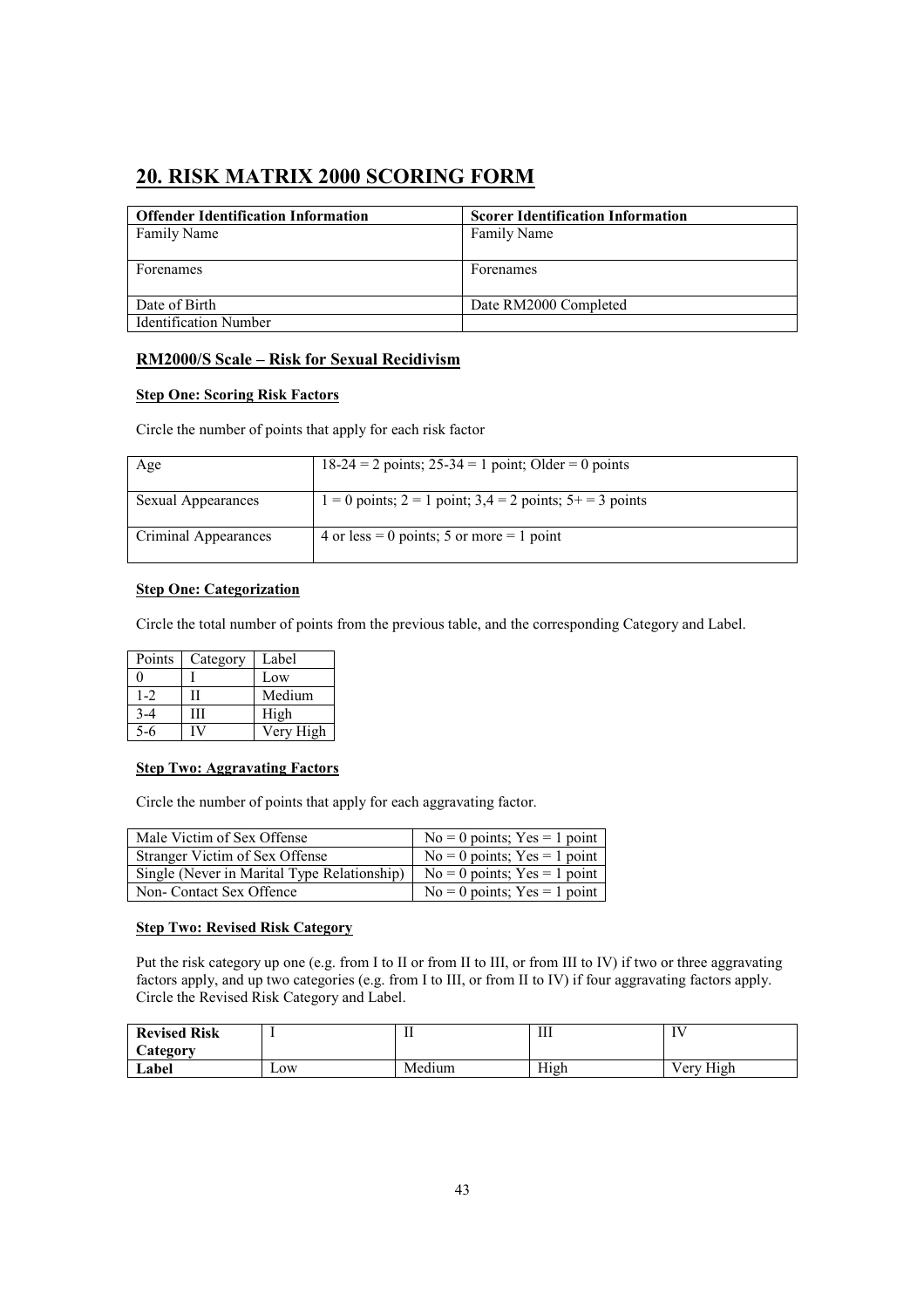# 20. RISK MATRIX 2000 SCORING FORM

| Offender Identification Information | Scorer Identification Information |
|---|---|
| Family Name | Family Name |
| Forenames | Forenames |
| Date of Birth | Date RM2000 Completed |
| Identification Number | |

### RM2000/S Scale – Risk for Sexual Recidivism

#### Step One: Scoring Risk Factors

Circle the number of points that apply for each risk factor

| | |
|---|---|
| Age | 18-24 = 2 points; 25-34 = 1 point; Older = 0 points |
| Sexual Appearances | 1 = 0 points; 2 = 1 point; 3,4 = 2 points; 5+ = 3 points |
| Criminal Appearances | 4 or less = 0 points; 5 or more = 1 point |

#### Step One: Categorization

Circle the total number of points from the previous table, and the corresponding Category and Label.

| Points | Category | Label |
|---|---|---|
| 0 | I | Low |
| 1-2 | II | Medium |
| 3-4 | III | High |
| 5-6 | IV | Very High |

#### Step Two: Aggravating Factors

Circle the number of points that apply for each aggravating factor.

| | |
|---|---|
| Male Victim of Sex Offense | No = 0 points; Yes = 1 point |
| Stranger Victim of Sex Offense | No = 0 points; Yes = 1 point |
| Single (Never in Marital Type Relationship) | No = 0 points; Yes = 1 point |
| Non- Contact Sex Offence | No = 0 points; Yes = 1 point |

#### Step Two: Revised Risk Category

Put the risk category up one (e.g. from I to II or from II to III, or from III to IV) if two or three aggravating factors apply, and up two categories (e.g. from I to III, or from II to IV) if four aggravating factors apply. Circle the Revised Risk Category and Label.

| **Revised Risk Category** | I | II | III | IV |
|---|---|---|---|---|
| **Label** | Low | Medium | High | Very High |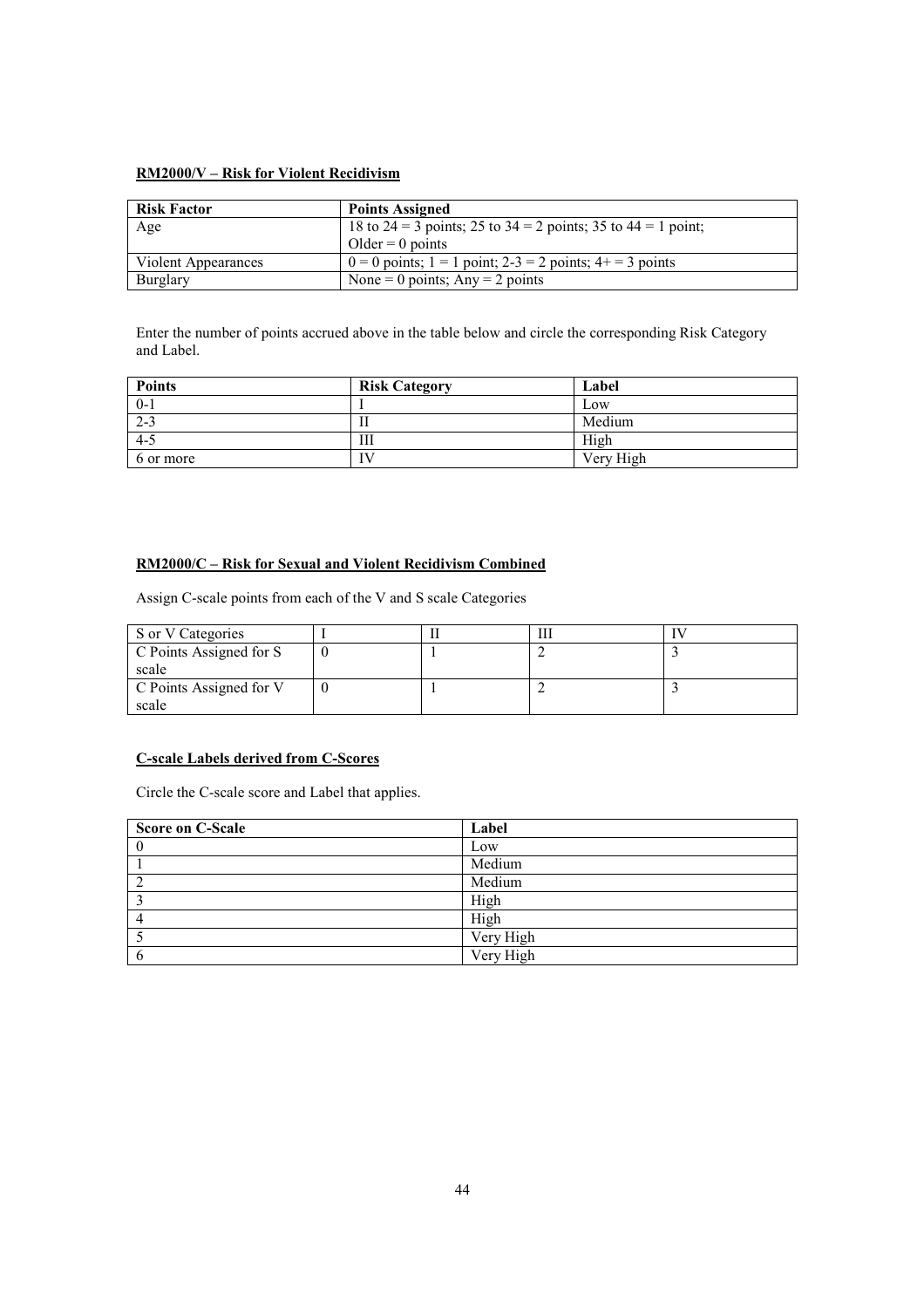**RM2000/V – Risk for Violent Recidivism**

| Risk Factor | Points Assigned |
| --- | --- |
| Age | 18 to 24 = 3 points; 25 to 34 = 2 points; 35 to 44 = 1 point; Older = 0 points |
| Violent Appearances | 0 = 0 points; 1 = 1 point; 2-3 = 2 points; 4+ = 3 points |
| Burglary | None = 0 points; Any = 2 points |

Enter the number of points accrued above in the table below and circle the corresponding Risk Category and Label.

| Points | Risk Category | Label |
| --- | --- | --- |
| 0-1 | I | Low |
| 2-3 | II | Medium |
| 4-5 | III | High |
| 6 or more | IV | Very High |

**RM2000/C – Risk for Sexual and Violent Recidivism Combined**

Assign C-scale points from each of the V and S scale Categories

| S or V Categories | I | II | III | IV |
| --- | --- | --- | --- | --- |
| C Points Assigned for S scale | 0 | 1 | 2 | 3 |
| C Points Assigned for V scale | 0 | 1 | 2 | 3 |

**C-scale Labels derived from C-Scores**

Circle the C-scale score and Label that applies.

| Score on C-Scale | Label |
| --- | --- |
| 0 | Low |
| 1 | Medium |
| 2 | Medium |
| 3 | High |
| 4 | High |
| 5 | Very High |
| 6 | Very High |